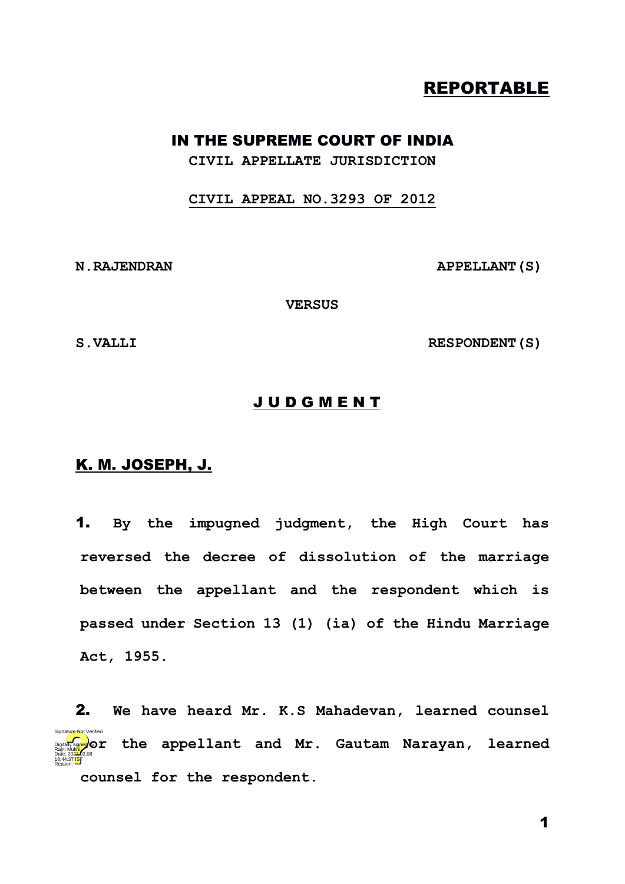**REPORTABLE**

# IN THE SUPREME COURT OF INDIA

**CIVIL APPELLATE JURISDICTION**

**CIVIL APPEAL NO.3293 OF 2012**

**N.RAJENDRAN** **APPELLANT(S)**

**VERSUS**

**S.VALLI** **RESPONDENT(S)**

## J U D G M E N T

**K. M. JOSEPH, J.**

**1.** By the impugned judgment, the High Court has reversed the decree of dissolution of the marriage between the appellant and the respondent which is passed under Section 13 (1) (ia) of the Hindu Marriage Act, 1955.

**2.** We have heard Mr. K.S Mahadevan, learned counsel for the appellant and Mr. Gautam Narayan, learned counsel for the respondent.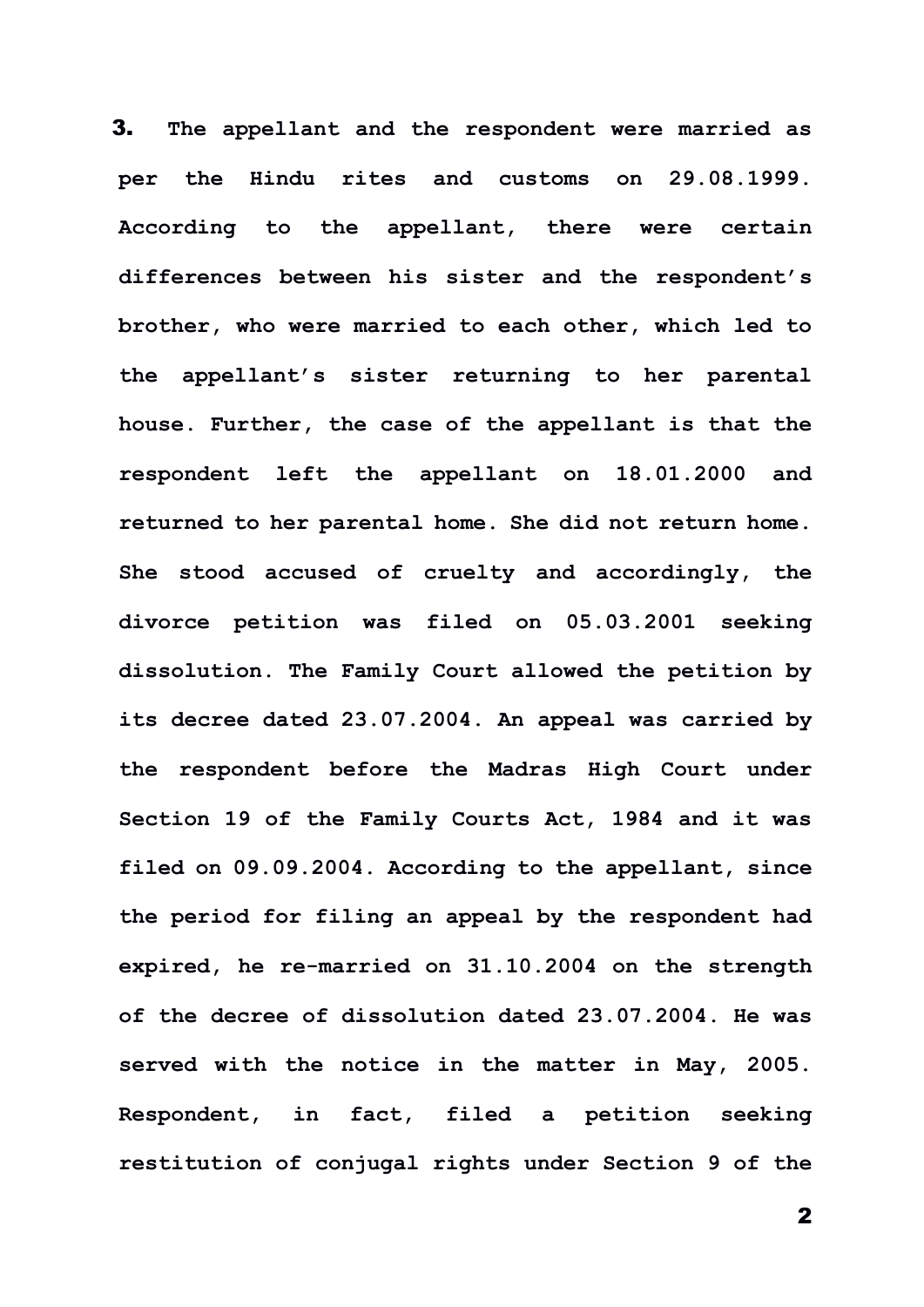**3.** **The appellant and the respondent were married as per the Hindu rites and customs on 29.08.1999. According to the appellant, there were certain differences between his sister and the respondent's brother, who were married to each other, which led to the appellant's sister returning to her parental house. Further, the case of the appellant is that the respondent left the appellant on 18.01.2000 and returned to her parental home. She did not return home. She stood accused of cruelty and accordingly, the divorce petition was filed on 05.03.2001 seeking dissolution. The Family Court allowed the petition by its decree dated 23.07.2004. An appeal was carried by the respondent before the Madras High Court under Section 19 of the Family Courts Act, 1984 and it was filed on 09.09.2004. According to the appellant, since the period for filing an appeal by the respondent had expired, he re-married on 31.10.2004 on the strength of the decree of dissolution dated 23.07.2004. He was served with the notice in the matter in May, 2005. Respondent, in fact, filed a petition seeking restitution of conjugal rights under Section 9 of the**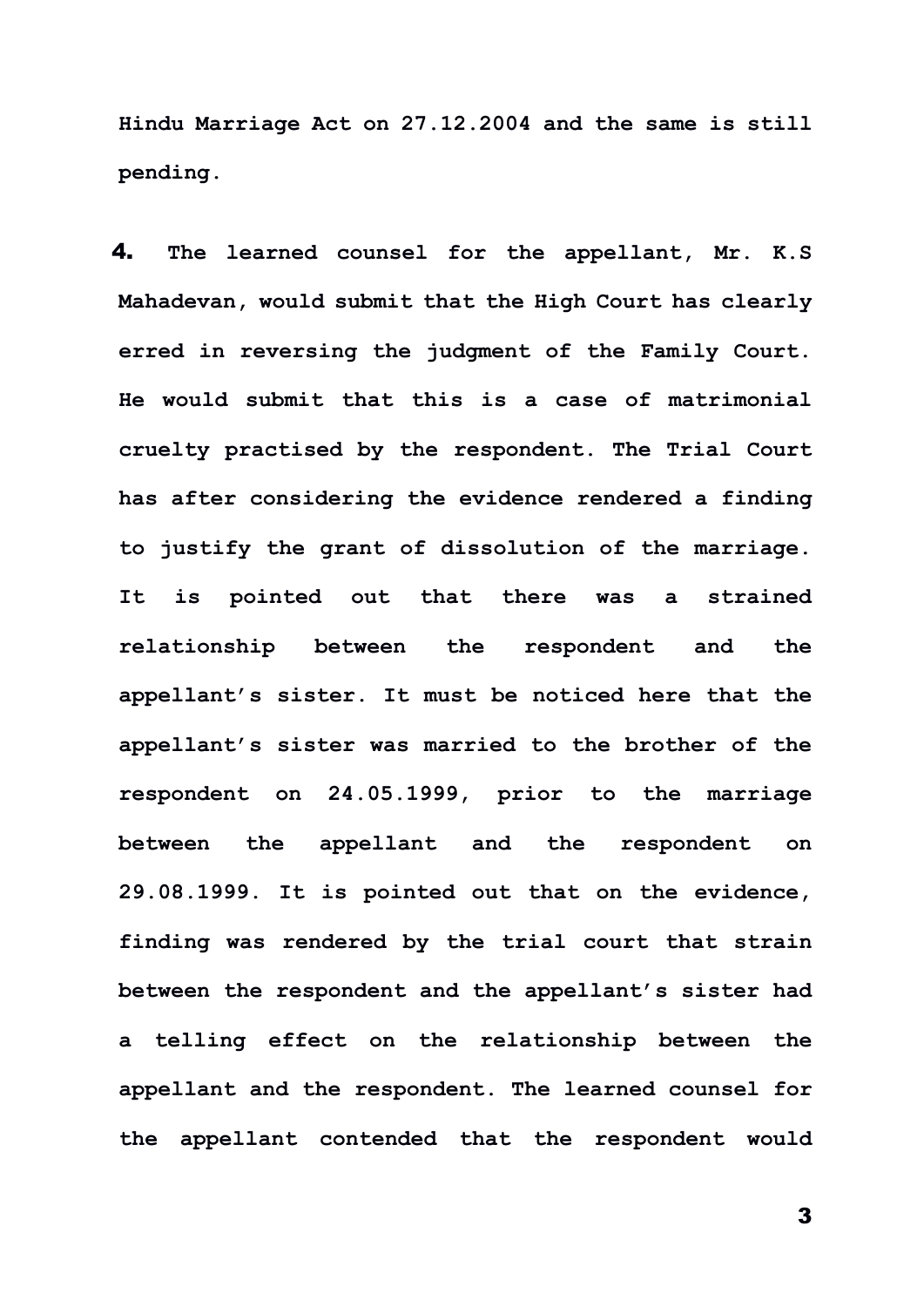Hindu Marriage Act on 27.12.2004 and the same is still pending.

**4.** The learned counsel for the appellant, Mr. K.S Mahadevan, would submit that the High Court has clearly erred in reversing the judgment of the Family Court. He would submit that this is a case of matrimonial cruelty practised by the respondent. The Trial Court has after considering the evidence rendered a finding to justify the grant of dissolution of the marriage. It is pointed out that there was a strained relationship between the respondent and the appellant's sister. It must be noticed here that the appellant's sister was married to the brother of the respondent on 24.05.1999, prior to the marriage between the appellant and the respondent on 29.08.1999. It is pointed out that on the evidence, finding was rendered by the trial court that strain between the respondent and the appellant's sister had a telling effect on the relationship between the appellant and the respondent. The learned counsel for the appellant contended that the respondent would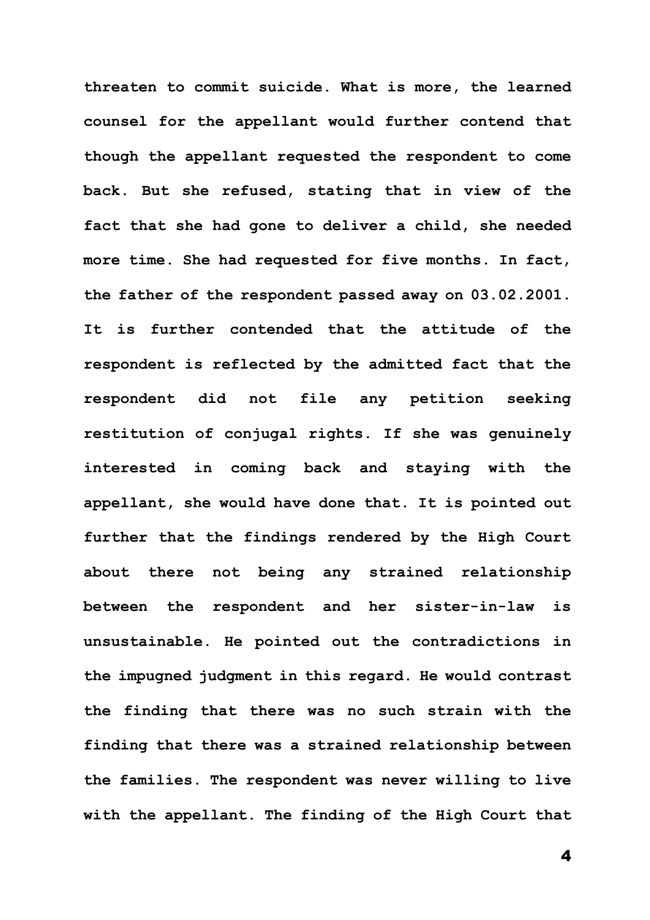threaten to commit suicide. What is more, the learned counsel for the appellant would further contend that though the appellant requested the respondent to come back. But she refused, stating that in view of the fact that she had gone to deliver a child, she needed more time. She had requested for five months. In fact, the father of the respondent passed away on 03.02.2001. It is further contended that the attitude of the respondent is reflected by the admitted fact that the respondent did not file any petition seeking restitution of conjugal rights. If she was genuinely interested in coming back and staying with the appellant, she would have done that. It is pointed out further that the findings rendered by the High Court about there not being any strained relationship between the respondent and her sister-in-law is unsustainable. He pointed out the contradictions in the impugned judgment in this regard. He would contrast the finding that there was no such strain with the finding that there was a strained relationship between the families. The respondent was never willing to live with the appellant. The finding of the High Court that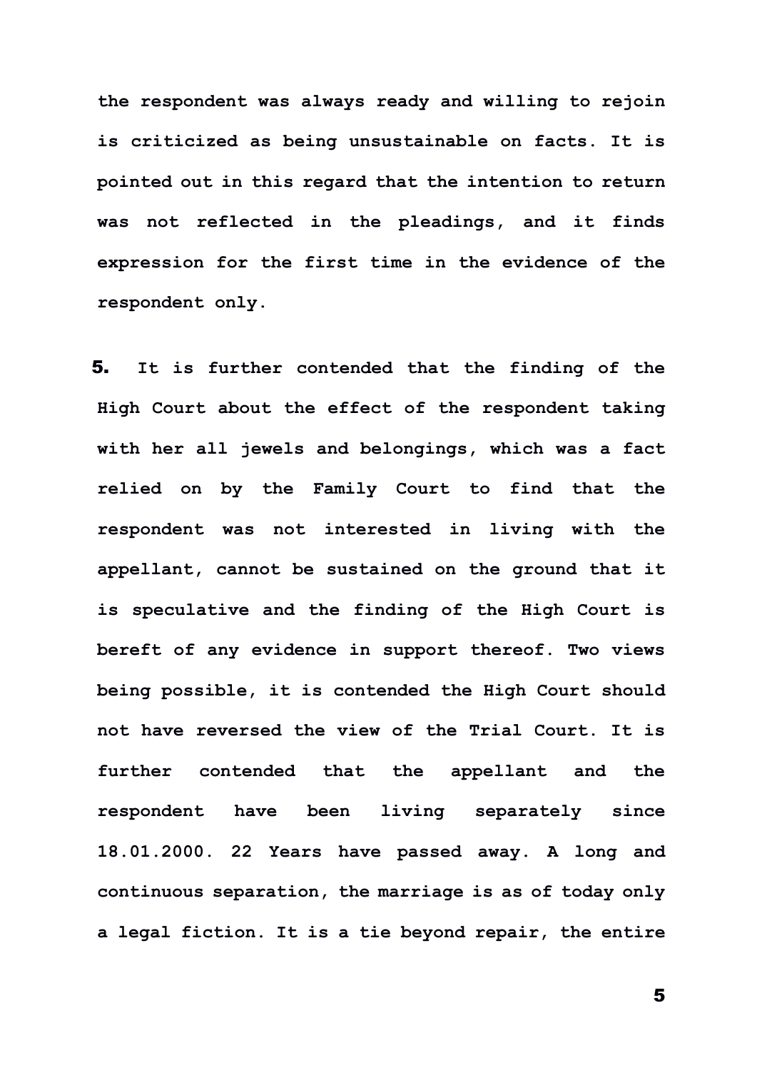the respondent was always ready and willing to rejoin is criticized as being unsustainable on facts. It is pointed out in this regard that the intention to return was not reflected in the pleadings, and it finds expression for the first time in the evidence of the respondent only.

**5.** It is further contended that the finding of the High Court about the effect of the respondent taking with her all jewels and belongings, which was a fact relied on by the Family Court to find that the respondent was not interested in living with the appellant, cannot be sustained on the ground that it is speculative and the finding of the High Court is bereft of any evidence in support thereof. Two views being possible, it is contended the High Court should not have reversed the view of the Trial Court. It is further contended that the appellant and the respondent have been living separately since 18.01.2000. 22 Years have passed away. A long and continuous separation, the marriage is as of today only a legal fiction. It is a tie beyond repair, the entire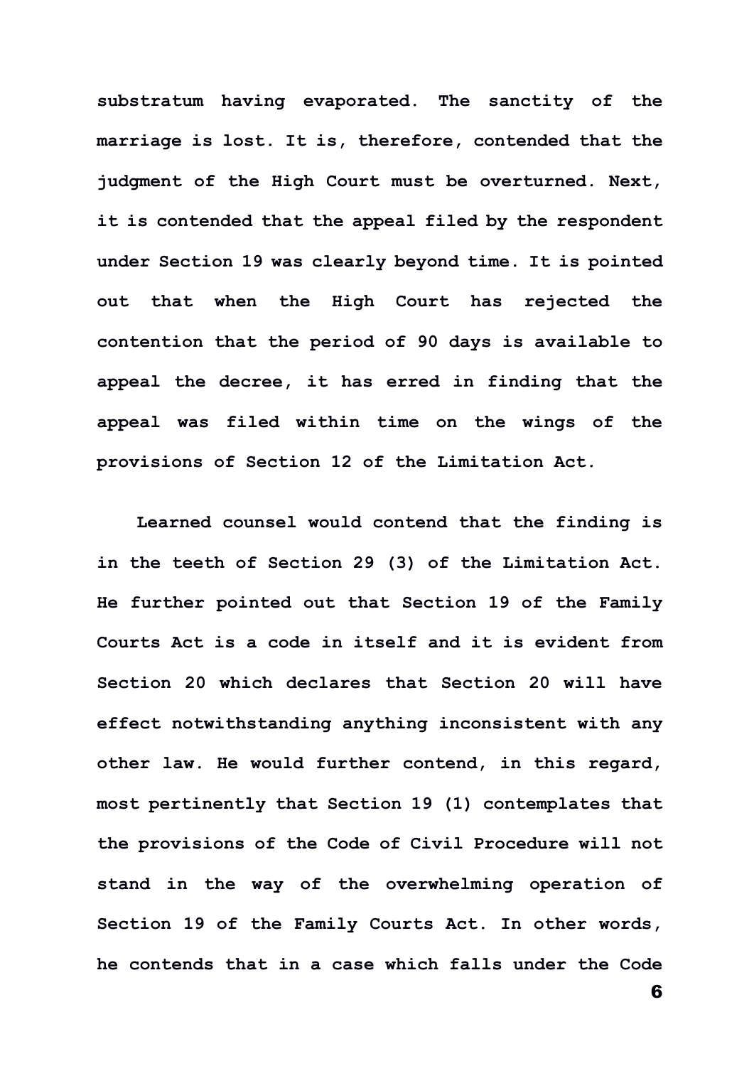substratum having evaporated. The sanctity of the marriage is lost. It is, therefore, contended that the judgment of the High Court must be overturned. Next, it is contended that the appeal filed by the respondent under Section 19 was clearly beyond time. It is pointed out that when the High Court has rejected the contention that the period of 90 days is available to appeal the decree, it has erred in finding that the appeal was filed within time on the wings of the provisions of Section 12 of the Limitation Act.

Learned counsel would contend that the finding is in the teeth of Section 29 (3) of the Limitation Act. He further pointed out that Section 19 of the Family Courts Act is a code in itself and it is evident from Section 20 which declares that Section 20 will have effect notwithstanding anything inconsistent with any other law. He would further contend, in this regard, most pertinently that Section 19 (1) contemplates that the provisions of the Code of Civil Procedure will not stand in the way of the overwhelming operation of Section 19 of the Family Courts Act. In other words, he contends that in a case which falls under the Code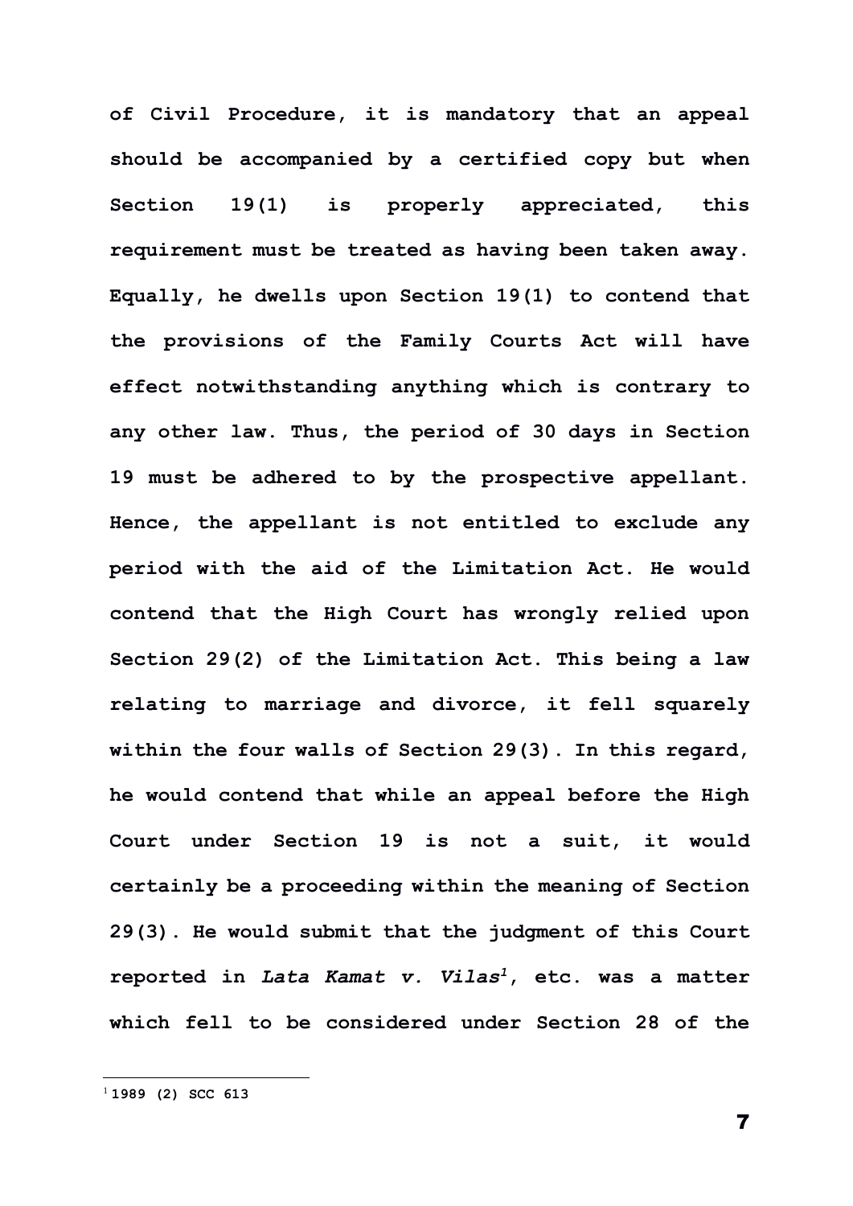of Civil Procedure, it is mandatory that an appeal should be accompanied by a certified copy but when Section 19(1) is properly appreciated, this requirement must be treated as having been taken away. Equally, he dwells upon Section 19(1) to contend that the provisions of the Family Courts Act will have effect notwithstanding anything which is contrary to any other law. Thus, the period of 30 days in Section 19 must be adhered to by the prospective appellant. Hence, the appellant is not entitled to exclude any period with the aid of the Limitation Act. He would contend that the High Court has wrongly relied upon Section 29(2) of the Limitation Act. This being a law relating to marriage and divorce, it fell squarely within the four walls of Section 29(3). In this regard, he would contend that while an appeal before the High Court under Section 19 is not a suit, it would certainly be a proceeding within the meaning of Section 29(3). He would submit that the judgment of this Court reported in *Lata Kamat v. Vilas*[1], etc. was a matter which fell to be considered under Section 28 of the

---

[1] 1989 (2) SCC 613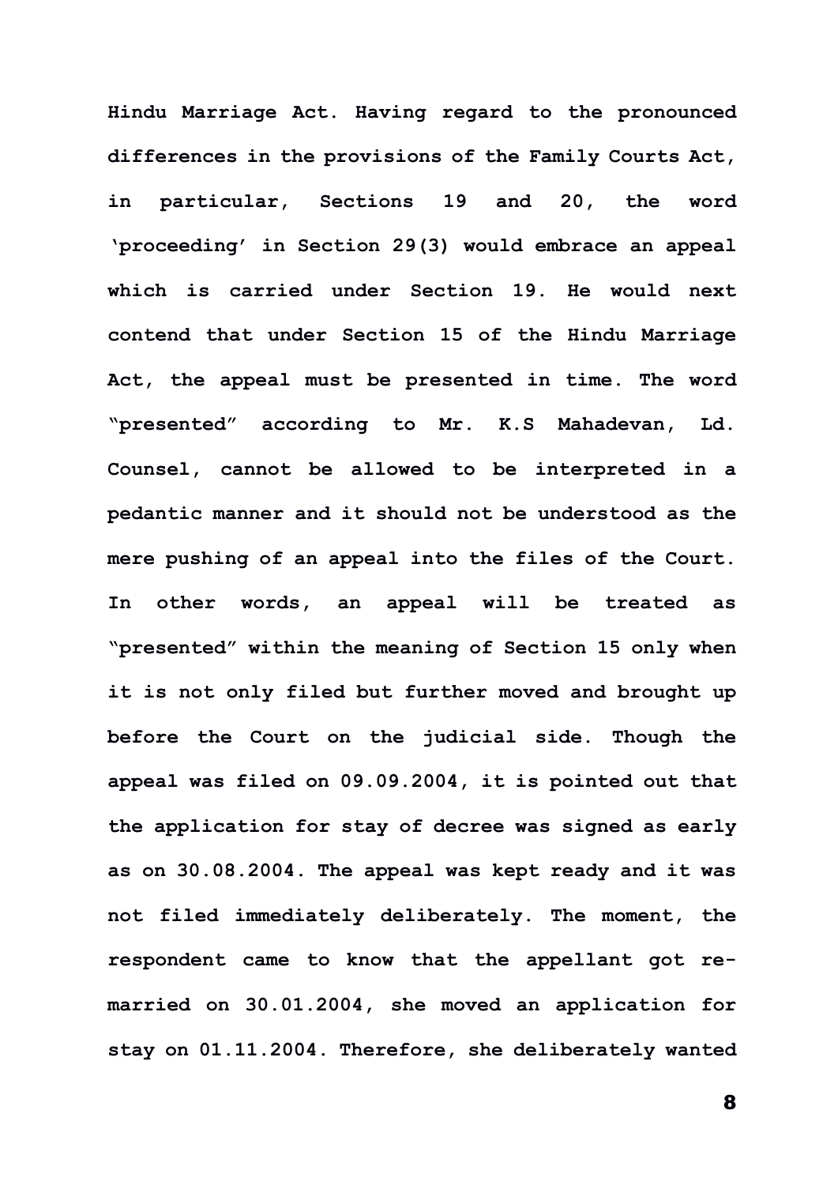Hindu Marriage Act. Having regard to the pronounced differences in the provisions of the Family Courts Act, in particular, Sections 19 and 20, the word 'proceeding' in Section 29(3) would embrace an appeal which is carried under Section 19. He would next contend that under Section 15 of the Hindu Marriage Act, the appeal must be presented in time. The word "presented" according to Mr. K.S Mahadevan, Ld. Counsel, cannot be allowed to be interpreted in a pedantic manner and it should not be understood as the mere pushing of an appeal into the files of the Court. In other words, an appeal will be treated as "presented" within the meaning of Section 15 only when it is not only filed but further moved and brought up before the Court on the judicial side. Though the appeal was filed on 09.09.2004, it is pointed out that the application for stay of decree was signed as early as on 30.08.2004. The appeal was kept ready and it was not filed immediately deliberately. The moment, the respondent came to know that the appellant got re-married on 30.01.2004, she moved an application for stay on 01.11.2004. Therefore, she deliberately wanted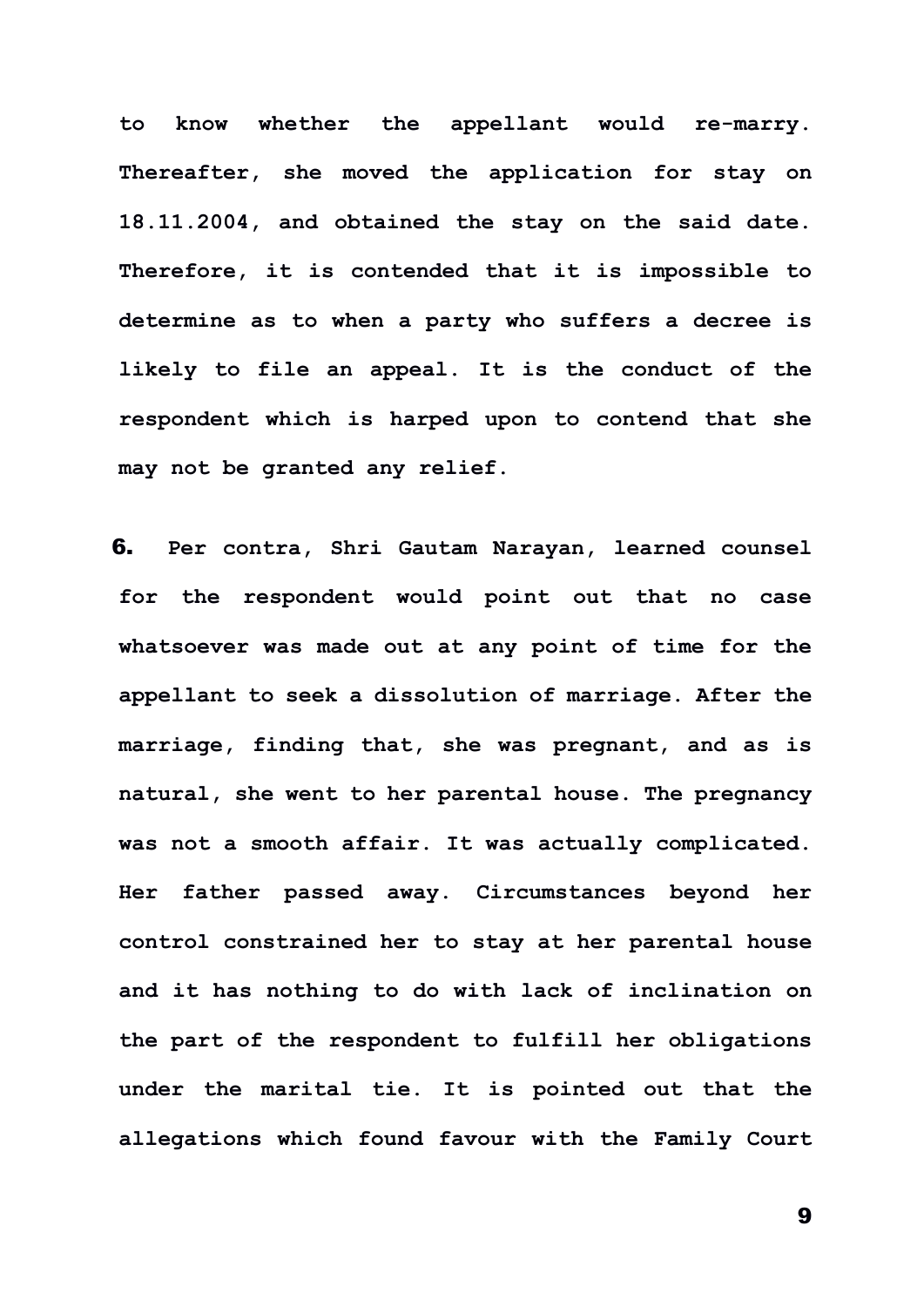to know whether the appellant would re-marry. Thereafter, she moved the application for stay on 18.11.2004, and obtained the stay on the said date. Therefore, it is contended that it is impossible to determine as to when a party who suffers a decree is likely to file an appeal. It is the conduct of the respondent which is harped upon to contend that she may not be granted any relief.

**6.** Per contra, Shri Gautam Narayan, learned counsel for the respondent would point out that no case whatsoever was made out at any point of time for the appellant to seek a dissolution of marriage. After the marriage, finding that, she was pregnant, and as is natural, she went to her parental house. The pregnancy was not a smooth affair. It was actually complicated. Her father passed away. Circumstances beyond her control constrained her to stay at her parental house and it has nothing to do with lack of inclination on the part of the respondent to fulfill her obligations under the marital tie. It is pointed out that the allegations which found favour with the Family Court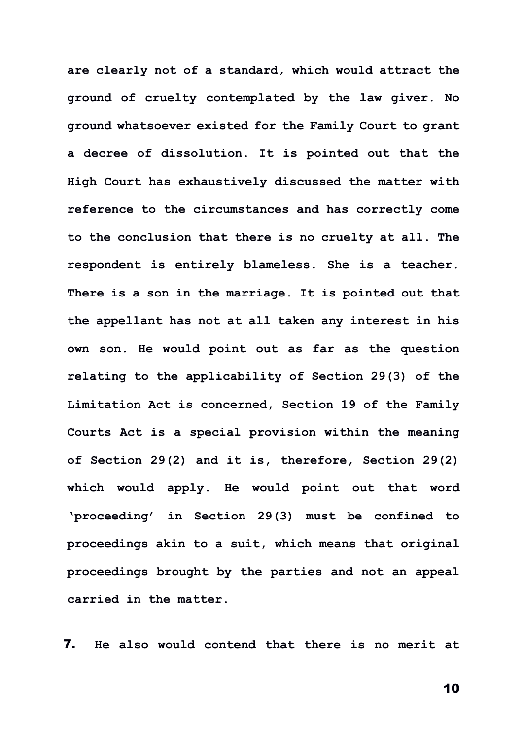are clearly not of a standard, which would attract the ground of cruelty contemplated by the law giver. No ground whatsoever existed for the Family Court to grant a decree of dissolution. It is pointed out that the High Court has exhaustively discussed the matter with reference to the circumstances and has correctly come to the conclusion that there is no cruelty at all. The respondent is entirely blameless. She is a teacher. There is a son in the marriage. It is pointed out that the appellant has not at all taken any interest in his own son. He would point out as far as the question relating to the applicability of Section 29(3) of the Limitation Act is concerned, Section 19 of the Family Courts Act is a special provision within the meaning of Section 29(2) and it is, therefore, Section 29(2) which would apply. He would point out that word 'proceeding' in Section 29(3) must be confined to proceedings akin to a suit, which means that original proceedings brought by the parties and not an appeal carried in the matter.

**7.** He also would contend that there is no merit at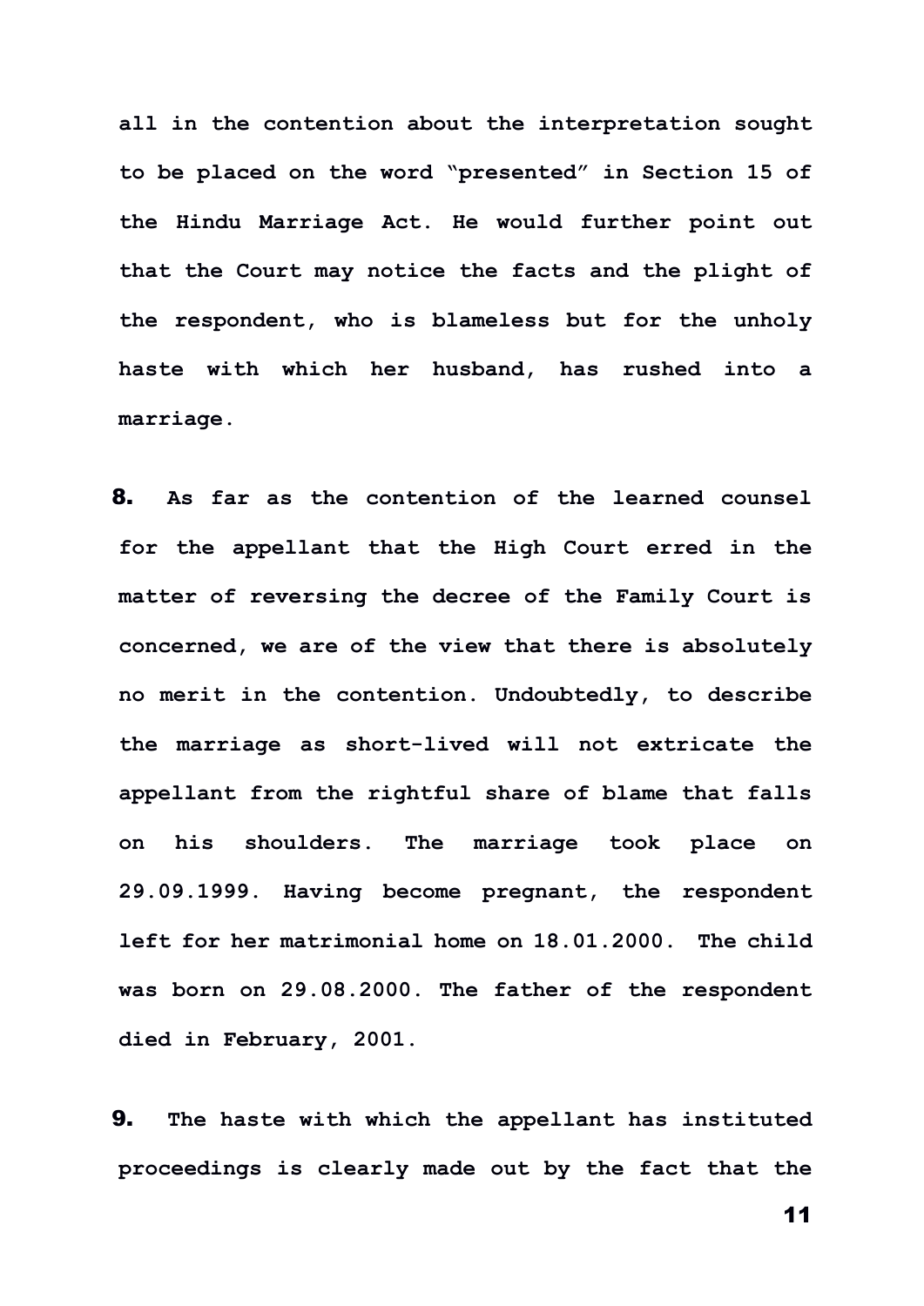all in the contention about the interpretation sought to be placed on the word "presented" in Section 15 of the Hindu Marriage Act. He would further point out that the Court may notice the facts and the plight of the respondent, who is blameless but for the unholy haste with which her husband, has rushed into a marriage.

**8.** As far as the contention of the learned counsel for the appellant that the High Court erred in the matter of reversing the decree of the Family Court is concerned, we are of the view that there is absolutely no merit in the contention. Undoubtedly, to describe the marriage as short-lived will not extricate the appellant from the rightful share of blame that falls on his shoulders. The marriage took place on 29.09.1999. Having become pregnant, the respondent left for her matrimonial home on 18.01.2000. The child was born on 29.08.2000. The father of the respondent died in February, 2001.

**9.** The haste with which the appellant has instituted proceedings is clearly made out by the fact that the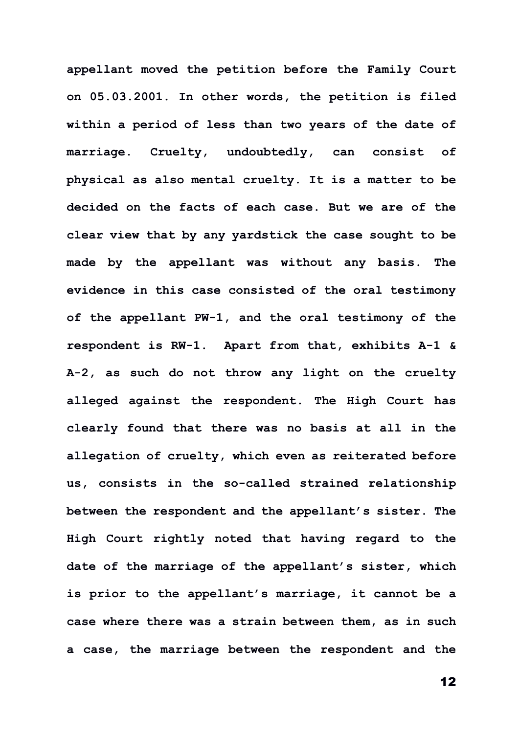appellant moved the petition before the Family Court on 05.03.2001. In other words, the petition is filed within a period of less than two years of the date of marriage. Cruelty, undoubtedly, can consist of physical as also mental cruelty. It is a matter to be decided on the facts of each case. But we are of the clear view that by any yardstick the case sought to be made by the appellant was without any basis. The evidence in this case consisted of the oral testimony of the appellant PW-1, and the oral testimony of the respondent is RW-1. Apart from that, exhibits A-1 & A-2, as such do not throw any light on the cruelty alleged against the respondent. The High Court has clearly found that there was no basis at all in the allegation of cruelty, which even as reiterated before us, consists in the so-called strained relationship between the respondent and the appellant's sister. The High Court rightly noted that having regard to the date of the marriage of the appellant's sister, which is prior to the appellant's marriage, it cannot be a case where there was a strain between them, as in such a case, the marriage between the respondent and the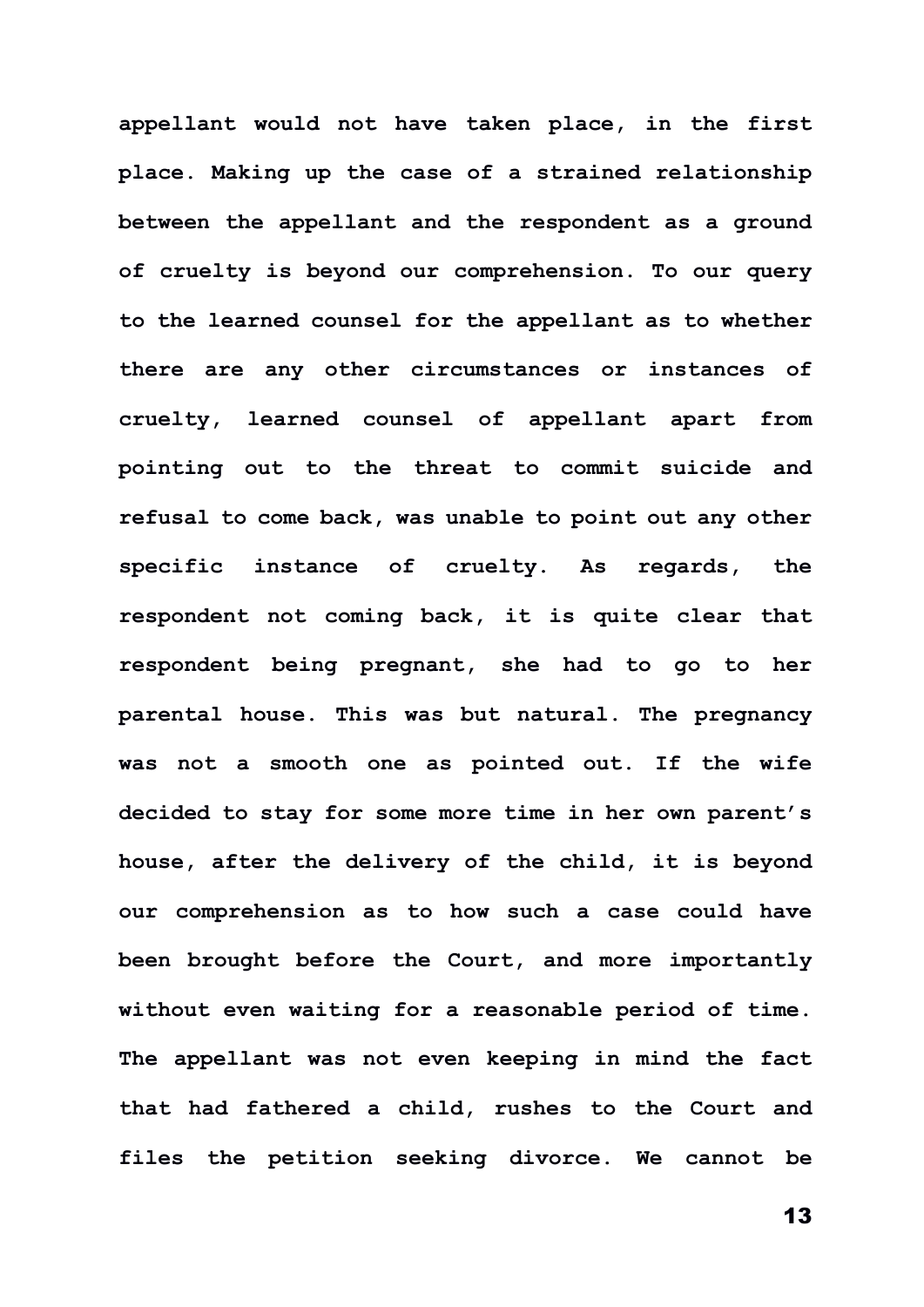appellant would not have taken place, in the first place. Making up the case of a strained relationship between the appellant and the respondent as a ground of cruelty is beyond our comprehension. To our query to the learned counsel for the appellant as to whether there are any other circumstances or instances of cruelty, learned counsel of appellant apart from pointing out to the threat to commit suicide and refusal to come back, was unable to point out any other specific instance of cruelty. As regards, the respondent not coming back, it is quite clear that respondent being pregnant, she had to go to her parental house. This was but natural. The pregnancy was not a smooth one as pointed out. If the wife decided to stay for some more time in her own parent's house, after the delivery of the child, it is beyond our comprehension as to how such a case could have been brought before the Court, and more importantly without even waiting for a reasonable period of time. The appellant was not even keeping in mind the fact that had fathered a child, rushes to the Court and files the petition seeking divorce. We cannot be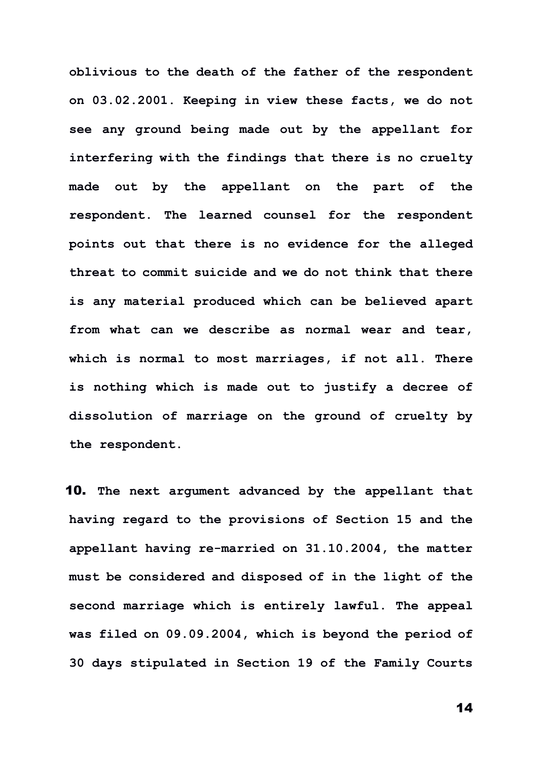**oblivious to the death of the father of the respondent on 03.02.2001. Keeping in view these facts, we do not see any ground being made out by the appellant for interfering with the findings that there is no cruelty made out by the appellant on the part of the respondent. The learned counsel for the respondent points out that there is no evidence for the alleged threat to commit suicide and we do not think that there is any material produced which can be believed apart from what can we describe as normal wear and tear, which is normal to most marriages, if not all. There is nothing which is made out to justify a decree of dissolution of marriage on the ground of cruelty by the respondent.**

**10.** **The next argument advanced by the appellant that having regard to the provisions of Section 15 and the appellant having re-married on 31.10.2004, the matter must be considered and disposed of in the light of the second marriage which is entirely lawful. The appeal was filed on 09.09.2004, which is beyond the period of 30 days stipulated in Section 19 of the Family Courts**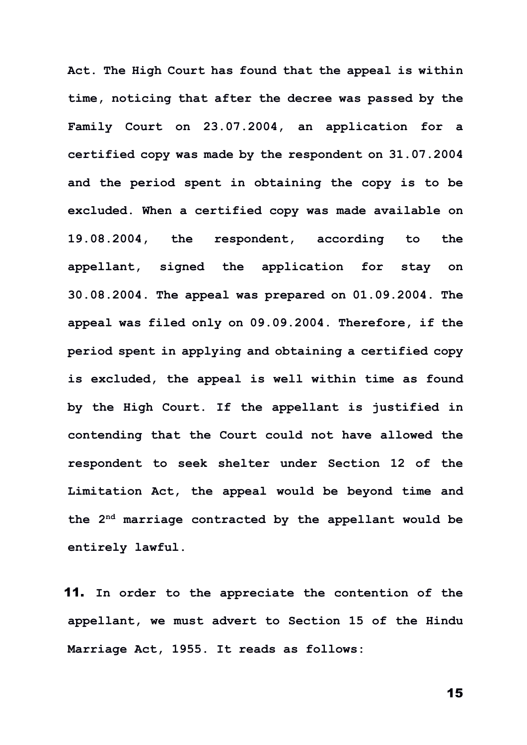Act. The High Court has found that the appeal is within time, noticing that after the decree was passed by the Family Court on 23.07.2004, an application for a certified copy was made by the respondent on 31.07.2004 and the period spent in obtaining the copy is to be excluded. When a certified copy was made available on 19.08.2004, the respondent, according to the appellant, signed the application for stay on 30.08.2004. The appeal was prepared on 01.09.2004. The appeal was filed only on 09.09.2004. Therefore, if the period spent in applying and obtaining a certified copy is excluded, the appeal is well within time as found by the High Court. If the appellant is justified in contending that the Court could not have allowed the respondent to seek shelter under Section 12 of the Limitation Act, the appeal would be beyond time and the 2nd marriage contracted by the appellant would be entirely lawful.

**11.** In order to the appreciate the contention of the appellant, we must advert to Section 15 of the Hindu Marriage Act, 1955. It reads as follows: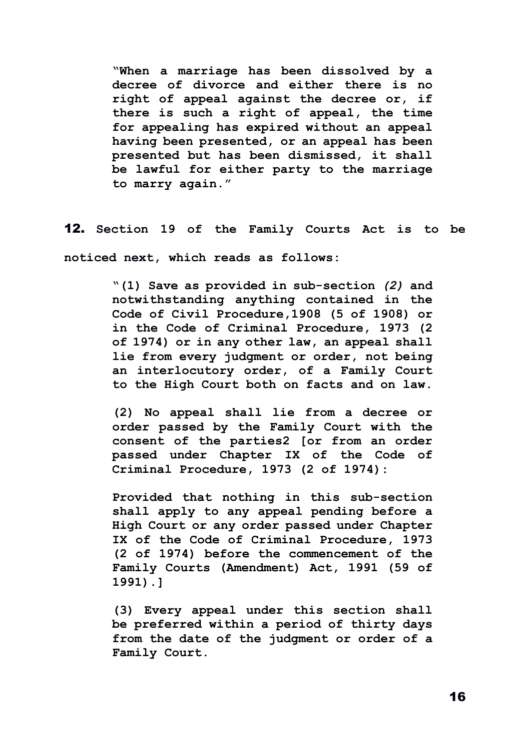> **"When a marriage has been dissolved by a decree of divorce and either there is no right of appeal against the decree or, if there is such a right of appeal, the time for appealing has expired without an appeal having been presented, or an appeal has been presented but has been dismissed, it shall be lawful for either party to the marriage to marry again."**

**12.** **Section 19 of the Family Courts Act is to be noticed next, which reads as follows:**

> **"(1) Save as provided in sub-section *(2)* and notwithstanding anything contained in the Code of Civil Procedure,1908 (5 of 1908) or in the Code of Criminal Procedure, 1973 (2 of 1974) or in any other law, an appeal shall lie from every judgment or order, not being an interlocutory order, of a Family Court to the High Court both on facts and on law.**
>
> **(2) No appeal shall lie from a decree or order passed by the Family Court with the consent of the parties2 [or from an order passed under Chapter IX of the Code of Criminal Procedure, 1973 (2 of 1974):**
>
> **Provided that nothing in this sub-section shall apply to any appeal pending before a High Court or any order passed under Chapter IX of the Code of Criminal Procedure, 1973 (2 of 1974) before the commencement of the Family Courts (Amendment) Act, 1991 (59 of 1991).]**
>
> **(3) Every appeal under this section shall be preferred within a period of thirty days from the date of the judgment or order of a Family Court.**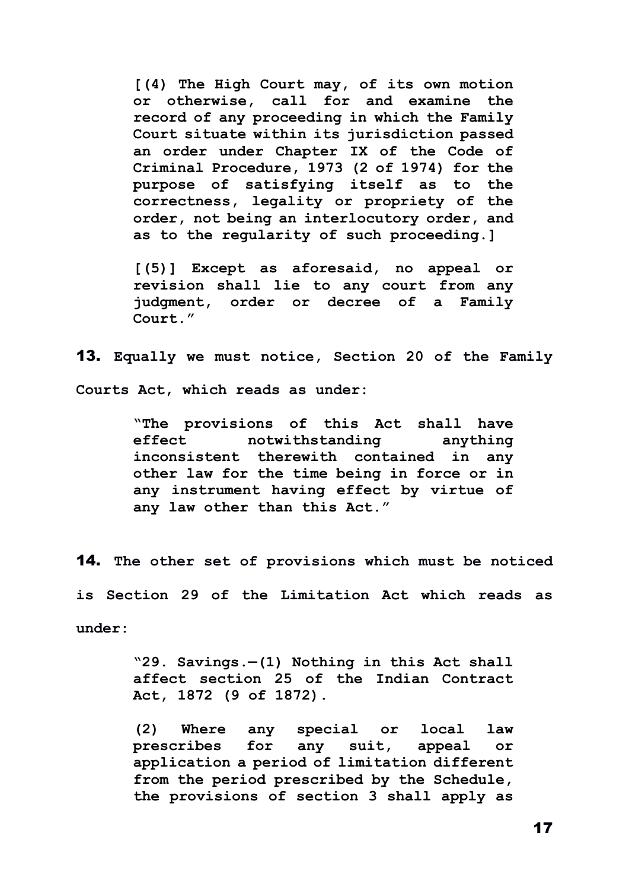> **[(4) The High Court may, of its own motion or otherwise, call for and examine the record of any proceeding in which the Family Court situate within its jurisdiction passed an order under Chapter IX of the Code of Criminal Procedure, 1973 (2 of 1974) for the purpose of satisfying itself as to the correctness, legality or propriety of the order, not being an interlocutory order, and as to the regularity of such proceeding.]**
>
> **[(5)] Except as aforesaid, no appeal or revision shall lie to any court from any judgment, order or decree of a Family Court."**

**13.** **Equally we must notice, Section 20 of the Family Courts Act, which reads as under:**

> **"The provisions of this Act shall have effect notwithstanding anything inconsistent therewith contained in any other law for the time being in force or in any instrument having effect by virtue of any law other than this Act."**

**14.** **The other set of provisions which must be noticed is Section 29 of the Limitation Act which reads as under:**

> **"29. Savings.—(1) Nothing in this Act shall affect section 25 of the Indian Contract Act, 1872 (9 of 1872).**
>
> **(2) Where any special or local law prescribes for any suit, appeal or application a period of limitation different from the period prescribed by the Schedule, the provisions of section 3 shall apply as**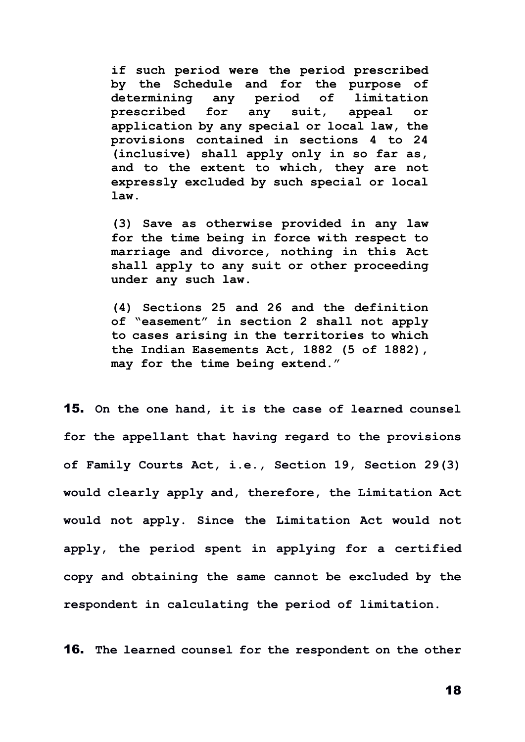> **if such period were the period prescribed by the Schedule and for the purpose of determining any period of limitation prescribed for any suit, appeal or application by any special or local law, the provisions contained in sections 4 to 24 (inclusive) shall apply only in so far as, and to the extent to which, they are not expressly excluded by such special or local law.**
>
> **(3) Save as otherwise provided in any law for the time being in force with respect to marriage and divorce, nothing in this Act shall apply to any suit or other proceeding under any such law.**
>
> **(4) Sections 25 and 26 and the definition of "easement" in section 2 shall not apply to cases arising in the territories to which the Indian Easements Act, 1882 (5 of 1882), may for the time being extend."**

**15.** **On the one hand, it is the case of learned counsel for the appellant that having regard to the provisions of Family Courts Act, i.e., Section 19, Section 29(3) would clearly apply and, therefore, the Limitation Act would not apply. Since the Limitation Act would not apply, the period spent in applying for a certified copy and obtaining the same cannot be excluded by the respondent in calculating the period of limitation.**

**16.** **The learned counsel for the respondent on the other**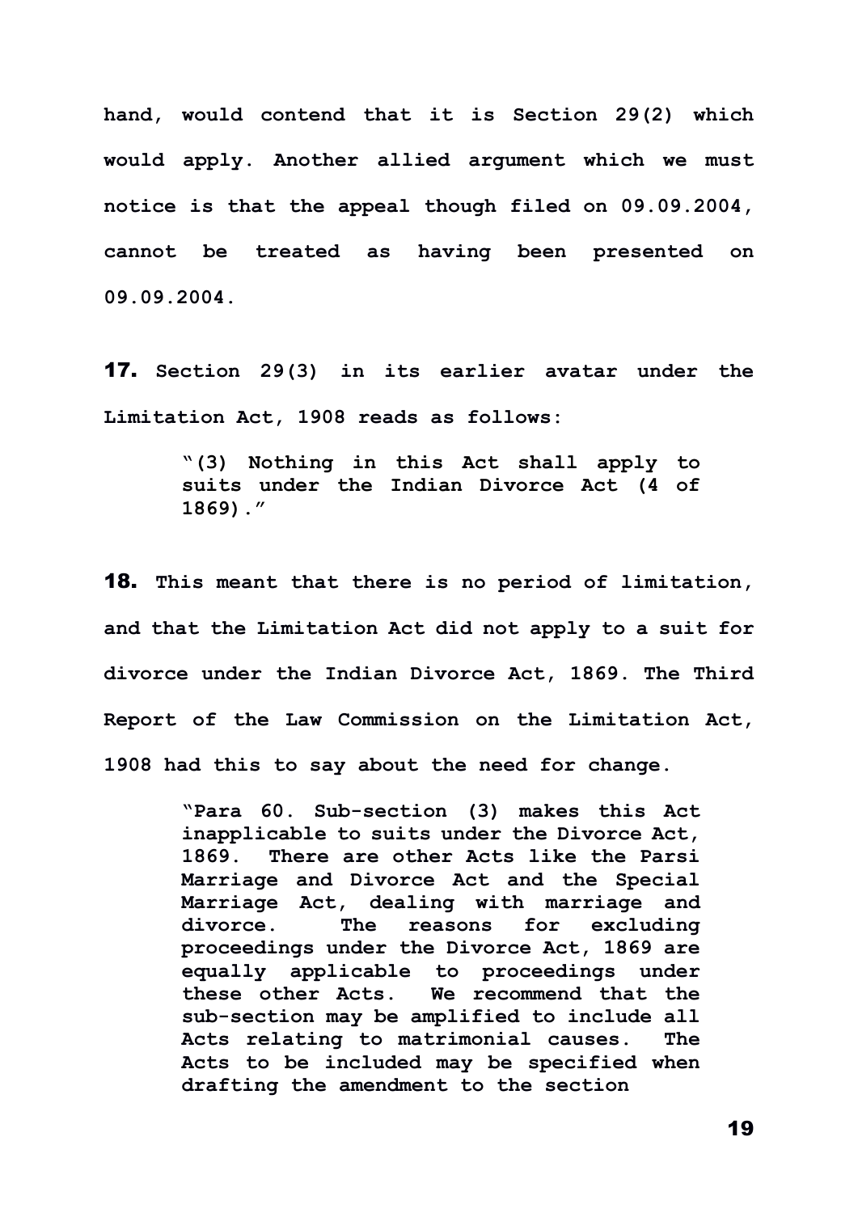**hand, would contend that it is Section 29(2) which would apply. Another allied argument which we must notice is that the appeal though filed on 09.09.2004, cannot be treated as having been presented on 09.09.2004.**

**17. Section 29(3) in its earlier avatar under the Limitation Act, 1908 reads as follows:**

> **"(3) Nothing in this Act shall apply to suits under the Indian Divorce Act (4 of 1869)."**

**18. This meant that there is no period of limitation, and that the Limitation Act did not apply to a suit for divorce under the Indian Divorce Act, 1869. The Third Report of the Law Commission on the Limitation Act, 1908 had this to say about the need for change.**

> **"Para 60. Sub-section (3) makes this Act inapplicable to suits under the Divorce Act, 1869. There are other Acts like the Parsi Marriage and Divorce Act and the Special Marriage Act, dealing with marriage and divorce. The reasons for excluding proceedings under the Divorce Act, 1869 are equally applicable to proceedings under these other Acts. We recommend that the sub-section may be amplified to include all Acts relating to matrimonial causes. The Acts to be included may be specified when drafting the amendment to the section**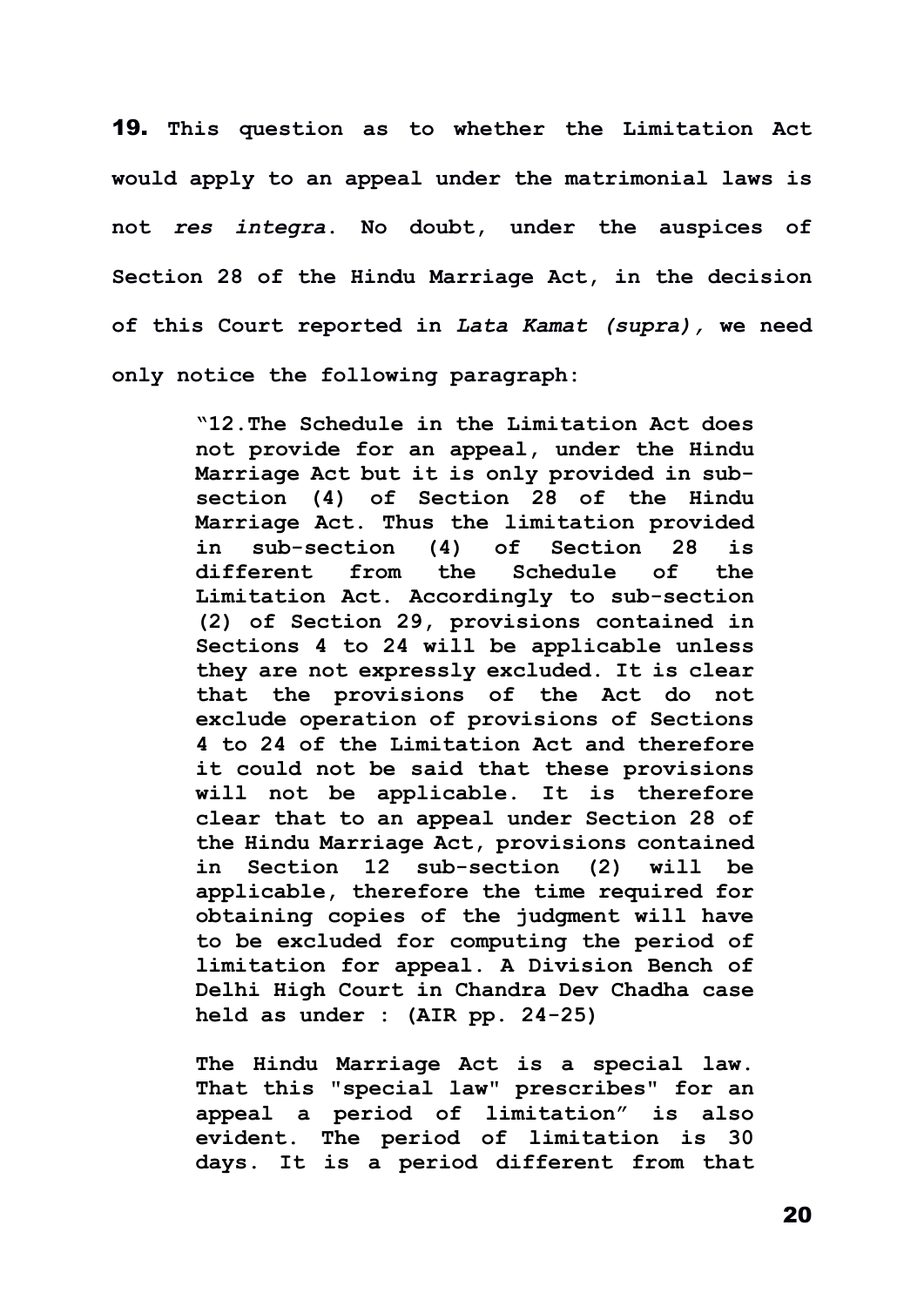**19.** **This question as to whether the Limitation Act would apply to an appeal under the matrimonial laws is not *res integra*. No doubt, under the auspices of Section 28 of the Hindu Marriage Act, in the decision of this Court reported in *Lata Kamat (supra),* we need only notice the following paragraph:**

> **"12.The Schedule in the Limitation Act does not provide for an appeal, under the Hindu Marriage Act but it is only provided in sub-section (4) of Section 28 of the Hindu Marriage Act. Thus the limitation provided in sub-section (4) of Section 28 is different from the Schedule of the Limitation Act. Accordingly to sub-section (2) of Section 29, provisions contained in Sections 4 to 24 will be applicable unless they are not expressly excluded. It is clear that the provisions of the Act do not exclude operation of provisions of Sections 4 to 24 of the Limitation Act and therefore it could not be said that these provisions will not be applicable. It is therefore clear that to an appeal under Section 28 of the Hindu Marriage Act, provisions contained in Section 12 sub-section (2) will be applicable, therefore the time required for obtaining copies of the judgment will have to be excluded for computing the period of limitation for appeal. A Division Bench of Delhi High Court in Chandra Dev Chadha case held as under : (AIR pp. 24-25)**
>
> **The Hindu Marriage Act is a special law. That this "special law" prescribes" for an appeal a period of limitation" is also evident. The period of limitation is 30 days. It is a period different from that**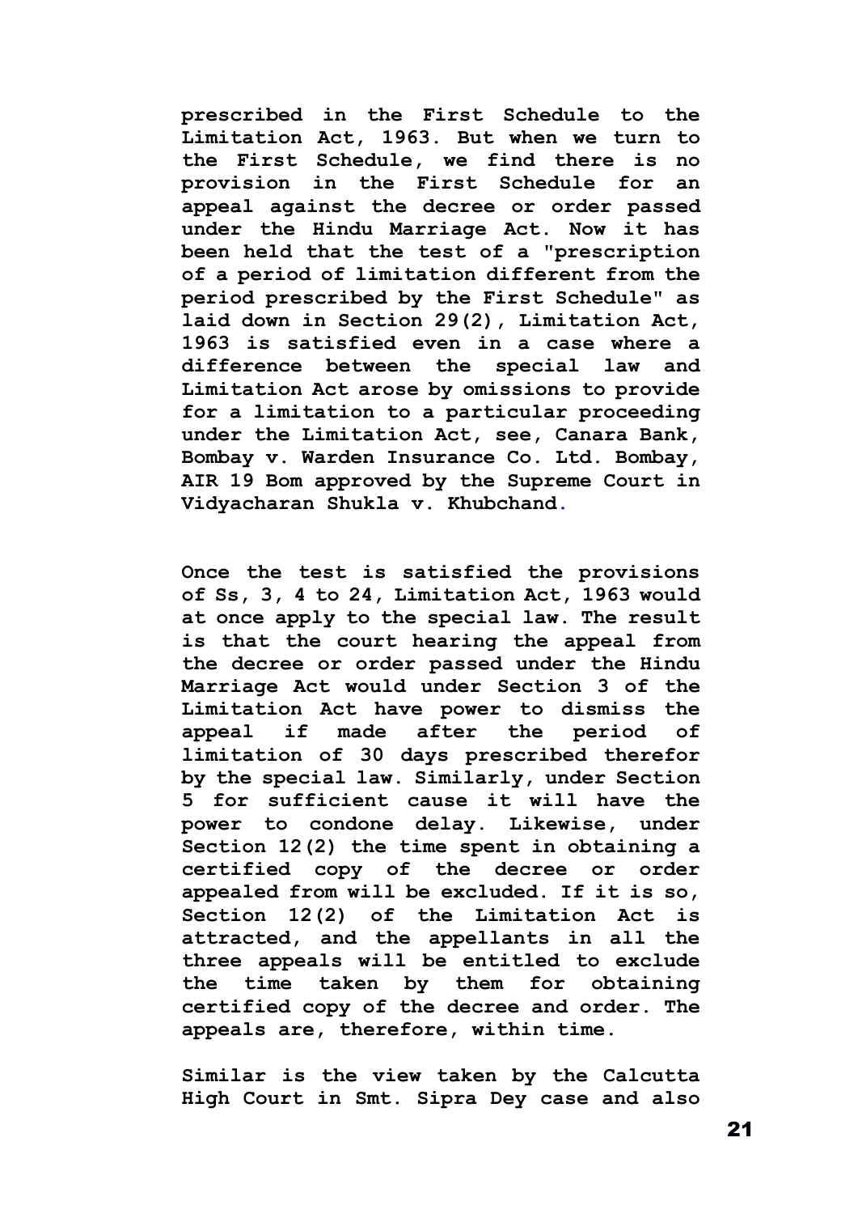**prescribed in the First Schedule to the Limitation Act, 1963. But when we turn to the First Schedule, we find there is no provision in the First Schedule for an appeal against the decree or order passed under the Hindu Marriage Act. Now it has been held that the test of a "prescription of a period of limitation different from the period prescribed by the First Schedule" as laid down in Section 29(2), Limitation Act, 1963 is satisfied even in a case where a difference between the special law and Limitation Act arose by omissions to provide for a limitation to a particular proceeding under the Limitation Act, see, Canara Bank, Bombay v. Warden Insurance Co. Ltd. Bombay, AIR 19 Bom approved by the Supreme Court in Vidyacharan Shukla v. Khubchand.**

**Once the test is satisfied the provisions of Ss, 3, 4 to 24, Limitation Act, 1963 would at once apply to the special law. The result is that the court hearing the appeal from the decree or order passed under the Hindu Marriage Act would under Section 3 of the Limitation Act have power to dismiss the appeal if made after the period of limitation of 30 days prescribed therefor by the special law. Similarly, under Section 5 for sufficient cause it will have the power to condone delay. Likewise, under Section 12(2) the time spent in obtaining a certified copy of the decree or order appealed from will be excluded. If it is so, Section 12(2) of the Limitation Act is attracted, and the appellants in all the three appeals will be entitled to exclude the time taken by them for obtaining certified copy of the decree and order. The appeals are, therefore, within time.**

**Similar is the view taken by the Calcutta High Court in Smt. Sipra Dey case and also**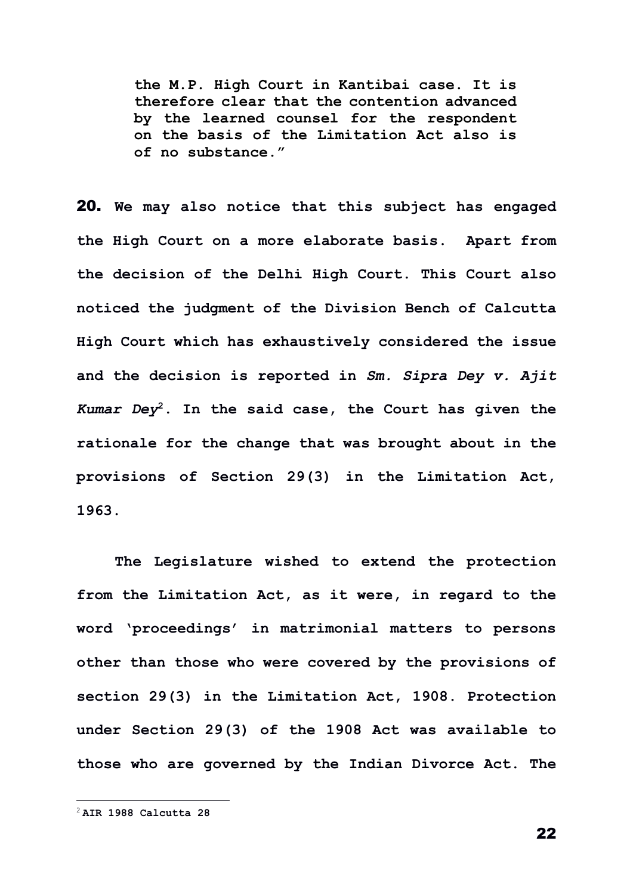**the M.P. High Court in Kantibai case. It is therefore clear that the contention advanced by the learned counsel for the respondent on the basis of the Limitation Act also is of no substance."**

**20. We may also notice that this subject has engaged the High Court on a more elaborate basis. Apart from the decision of the Delhi High Court. This Court also noticed the judgment of the Division Bench of Calcutta High Court which has exhaustively considered the issue and the decision is reported in *Sm. Sipra Dey v. Ajit Kumar Dey*[2]. In the said case, the Court has given the rationale for the change that was brought about in the provisions of Section 29(3) in the Limitation Act, 1963.**

**The Legislature wished to extend the protection from the Limitation Act, as it were, in regard to the word 'proceedings' in matrimonial matters to persons other than those who were covered by the provisions of section 29(3) in the Limitation Act, 1908. Protection under Section 29(3) of the 1908 Act was available to those who are governed by the Indian Divorce Act. The**

[2] **AIR 1988 Calcutta 28**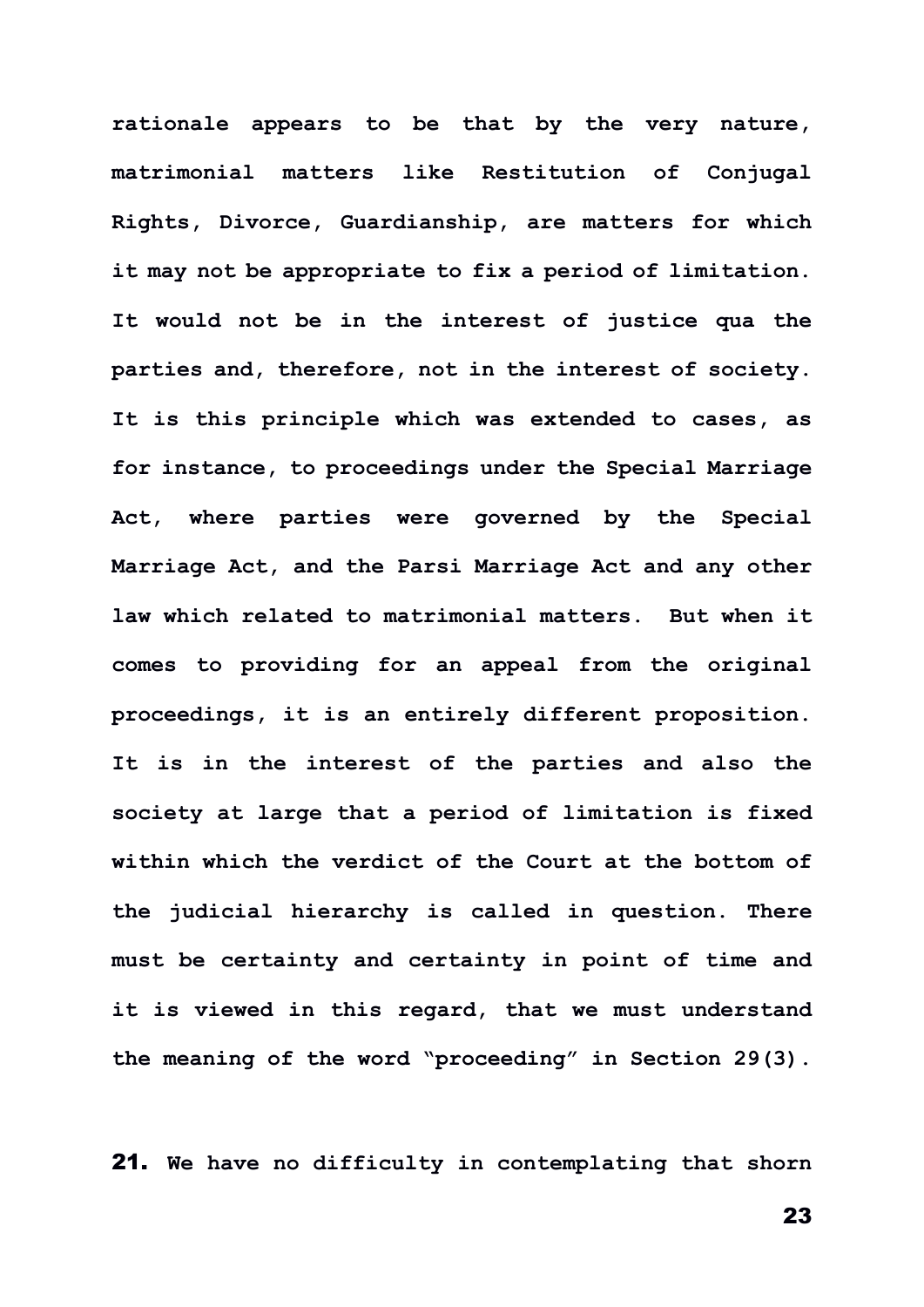rationale appears to be that by the very nature, matrimonial matters like Restitution of Conjugal Rights, Divorce, Guardianship, are matters for which it may not be appropriate to fix a period of limitation. It would not be in the interest of justice qua the parties and, therefore, not in the interest of society. It is this principle which was extended to cases, as for instance, to proceedings under the Special Marriage Act, where parties were governed by the Special Marriage Act, and the Parsi Marriage Act and any other law which related to matrimonial matters. But when it comes to providing for an appeal from the original proceedings, it is an entirely different proposition. It is in the interest of the parties and also the society at large that a period of limitation is fixed within which the verdict of the Court at the bottom of the judicial hierarchy is called in question. There must be certainty and certainty in point of time and it is viewed in this regard, that we must understand the meaning of the word "proceeding" in Section 29(3).

**21.** We have no difficulty in contemplating that shorn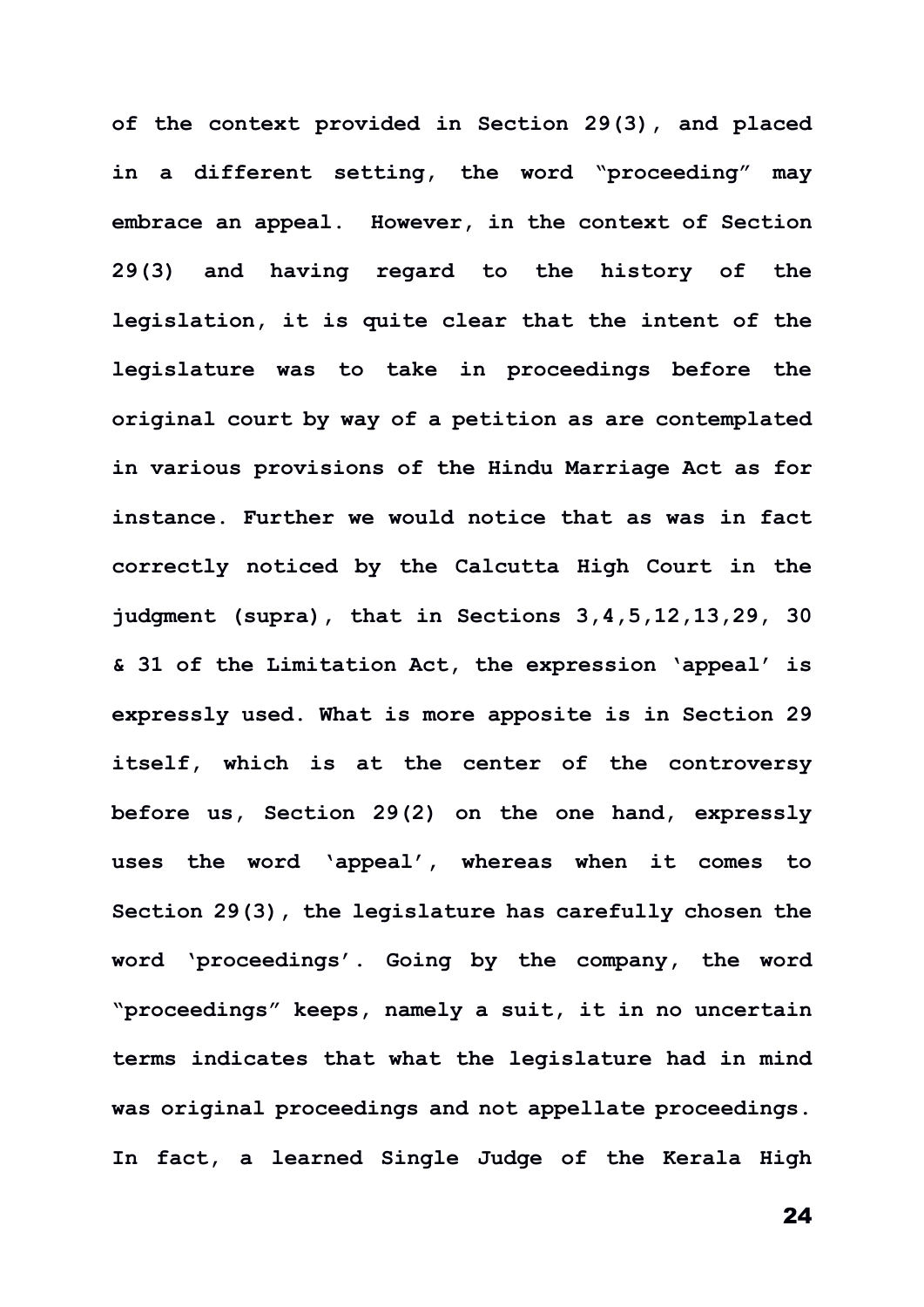**of the context provided in Section 29(3), and placed in a different setting, the word "proceeding" may embrace an appeal. However, in the context of Section 29(3) and having regard to the history of the legislation, it is quite clear that the intent of the legislature was to take in proceedings before the original court by way of a petition as are contemplated in various provisions of the Hindu Marriage Act as for instance. Further we would notice that as was in fact correctly noticed by the Calcutta High Court in the judgment (supra), that in Sections 3,4,5,12,13,29, 30 & 31 of the Limitation Act, the expression 'appeal' is expressly used. What is more apposite is in Section 29 itself, which is at the center of the controversy before us, Section 29(2) on the one hand, expressly uses the word 'appeal', whereas when it comes to Section 29(3), the legislature has carefully chosen the word 'proceedings'. Going by the company, the word "proceedings" keeps, namely a suit, it in no uncertain terms indicates that what the legislature had in mind was original proceedings and not appellate proceedings. In fact, a learned Single Judge of the Kerala High**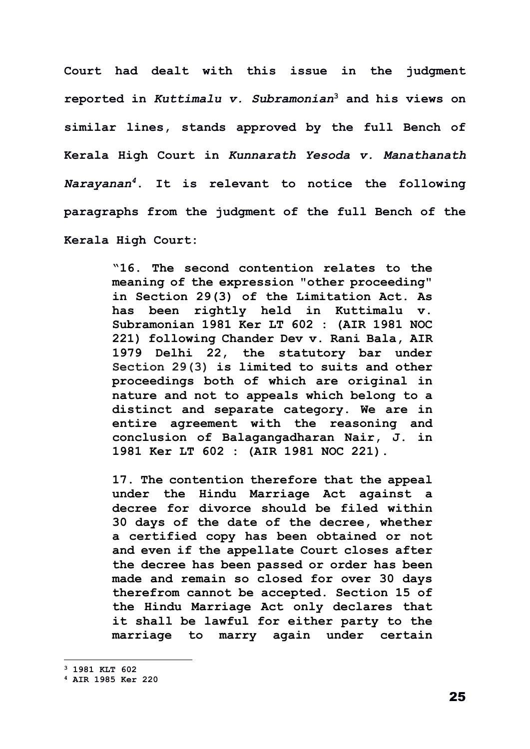**Court had dealt with this issue in the judgment reported in *Kuttimalu v. Subramonian*[3] and his views on similar lines, stands approved by the full Bench of Kerala High Court in *Kunnarath Yesoda v. Manathanath Narayanan*[4]. It is relevant to notice the following paragraphs from the judgment of the full Bench of the Kerala High Court:**

> **"16. The second contention relates to the meaning of the expression "other proceeding" in Section 29(3) of the Limitation Act. As has been rightly held in Kuttimalu v. Subramonian 1981 Ker LT 602 : (AIR 1981 NOC 221) following Chander Dev v. Rani Bala, AIR 1979 Delhi 22, the statutory bar under Section 29(3) is limited to suits and other proceedings both of which are original in nature and not to appeals which belong to a distinct and separate category. We are in entire agreement with the reasoning and conclusion of Balagangadharan Nair, J. in 1981 Ker LT 602 : (AIR 1981 NOC 221).**
>
> **17. The contention therefore that the appeal under the Hindu Marriage Act against a decree for divorce should be filed within 30 days of the date of the decree, whether a certified copy has been obtained or not and even if the appellate Court closes after the decree has been passed or order has been made and remain so closed for over 30 days therefrom cannot be accepted. Section 15 of the Hindu Marriage Act only declares that it shall be lawful for either party to the marriage to marry again under certain**

---

[3] **1981 KLT 602**

[4] **AIR 1985 Ker 220**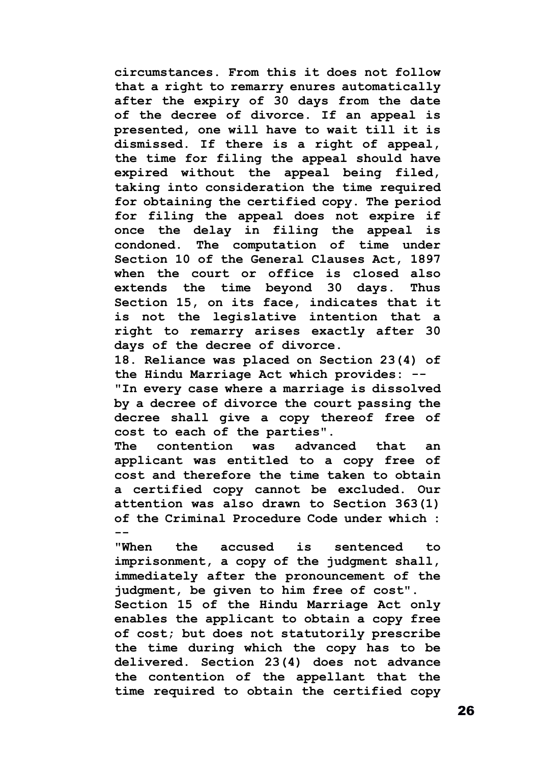circumstances. From this it does not follow that a right to remarry enures automatically after the expiry of 30 days from the date of the decree of divorce. If an appeal is presented, one will have to wait till it is dismissed. If there is a right of appeal, the time for filing the appeal should have expired without the appeal being filed, taking into consideration the time required for obtaining the certified copy. The period for filing the appeal does not expire if once the delay in filing the appeal is condoned. The computation of time under Section 10 of the General Clauses Act, 1897 when the court or office is closed also extends the time beyond 30 days. Thus Section 15, on its face, indicates that it is not the legislative intention that a right to remarry arises exactly after 30 days of the decree of divorce.

18. Reliance was placed on Section 23(4) of the Hindu Marriage Act which provides: --

"In every case where a marriage is dissolved by a decree of divorce the court passing the decree shall give a copy thereof free of cost to each of the parties".

The contention was advanced that an applicant was entitled to a copy free of cost and therefore the time taken to obtain a certified copy cannot be excluded. Our attention was also drawn to Section 363(1) of the Criminal Procedure Code under which : --

"When the accused is sentenced to imprisonment, a copy of the judgment shall, immediately after the pronouncement of the judgment, be given to him free of cost".

Section 15 of the Hindu Marriage Act only enables the applicant to obtain a copy free of cost; but does not statutorily prescribe the time during which the copy has to be delivered. Section 23(4) does not advance the contention of the appellant that the time required to obtain the certified copy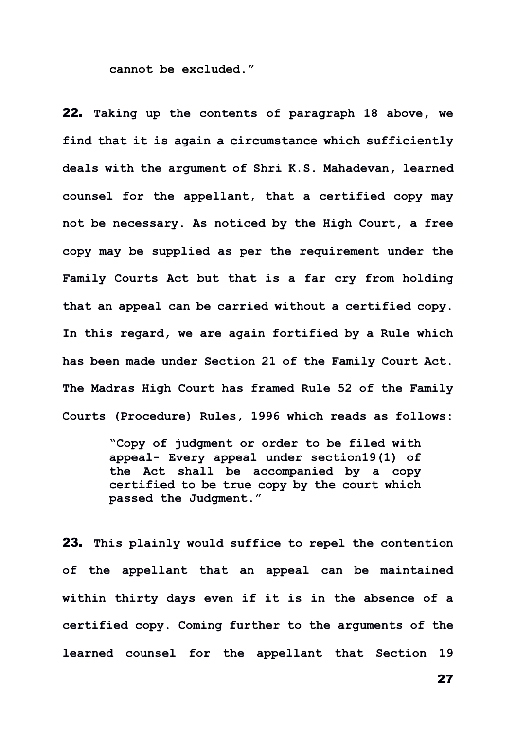cannot be excluded."

**22.** Taking up the contents of paragraph 18 above, we find that it is again a circumstance which sufficiently deals with the argument of Shri K.S. Mahadevan, learned counsel for the appellant, that a certified copy may not be necessary. As noticed by the High Court, a free copy may be supplied as per the requirement under the Family Courts Act but that is a far cry from holding that an appeal can be carried without a certified copy. In this regard, we are again fortified by a Rule which has been made under Section 21 of the Family Court Act. The Madras High Court has framed Rule 52 of the Family Courts (Procedure) Rules, 1996 which reads as follows:

> "Copy of judgment or order to be filed with appeal- Every appeal under section19(1) of the Act shall be accompanied by a copy certified to be true copy by the court which passed the Judgment."

**23.** This plainly would suffice to repel the contention of the appellant that an appeal can be maintained within thirty days even if it is in the absence of a certified copy. Coming further to the arguments of the learned counsel for the appellant that Section 19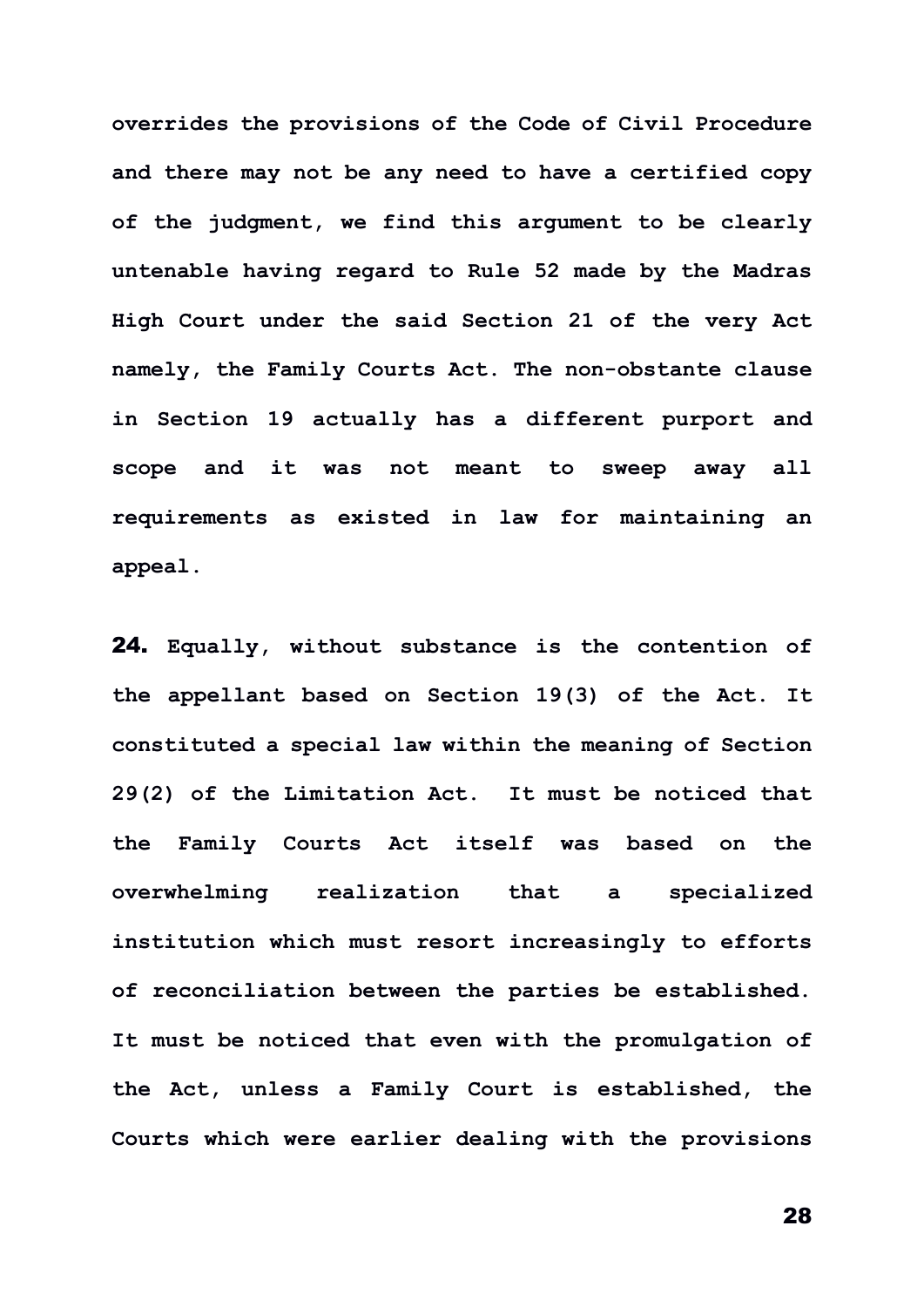overrides the provisions of the Code of Civil Procedure and there may not be any need to have a certified copy of the judgment, we find this argument to be clearly untenable having regard to Rule 52 made by the Madras High Court under the said Section 21 of the very Act namely, the Family Courts Act. The non-obstante clause in Section 19 actually has a different purport and scope and it was not meant to sweep away all requirements as existed in law for maintaining an appeal.

**24.** Equally, without substance is the contention of the appellant based on Section 19(3) of the Act. It constituted a special law within the meaning of Section 29(2) of the Limitation Act. It must be noticed that the Family Courts Act itself was based on the overwhelming realization that a specialized institution which must resort increasingly to efforts of reconciliation between the parties be established. It must be noticed that even with the promulgation of the Act, unless a Family Court is established, the Courts which were earlier dealing with the provisions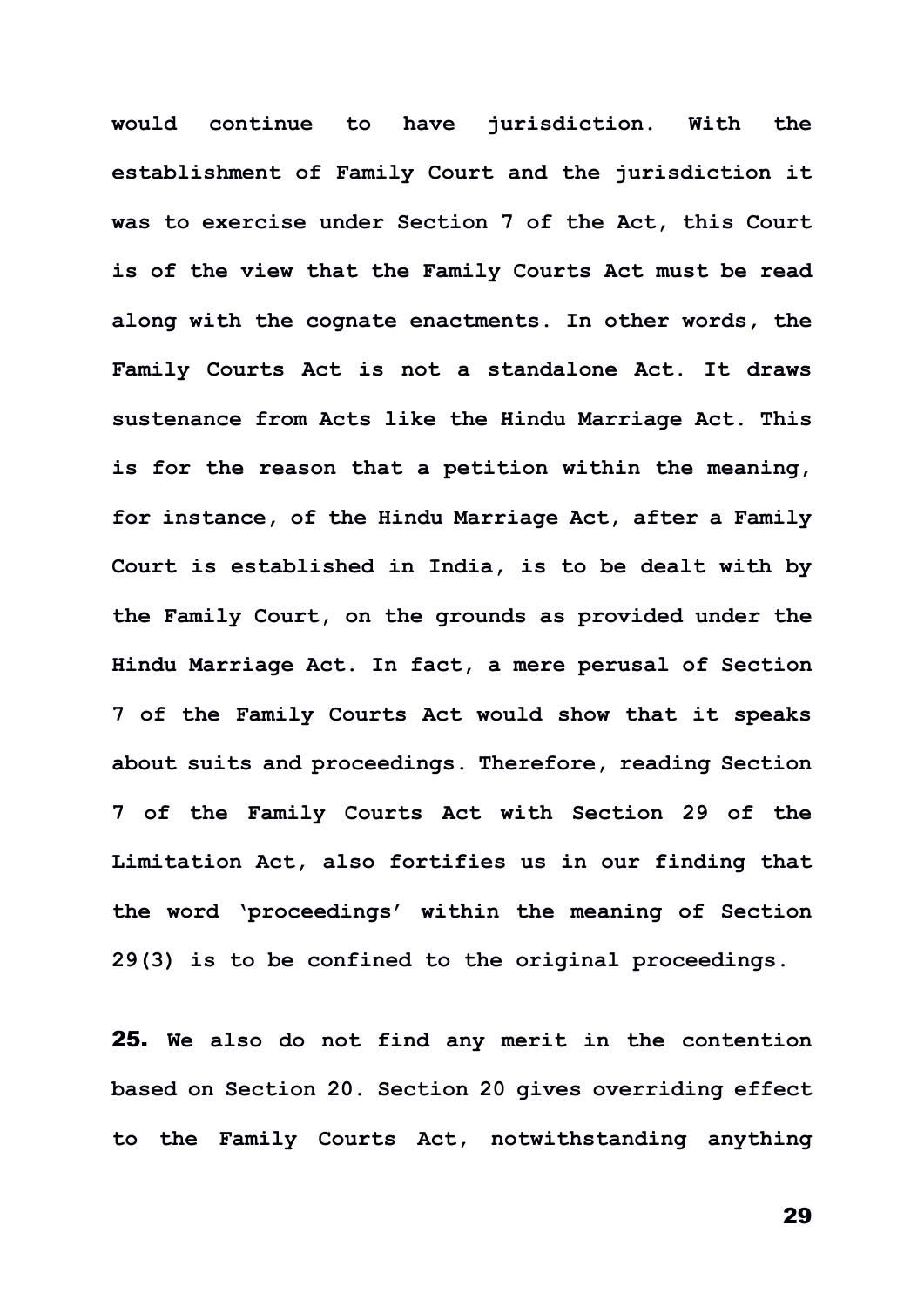would continue to have jurisdiction. With the establishment of Family Court and the jurisdiction it was to exercise under Section 7 of the Act, this Court is of the view that the Family Courts Act must be read along with the cognate enactments. In other words, the Family Courts Act is not a standalone Act. It draws sustenance from Acts like the Hindu Marriage Act. This is for the reason that a petition within the meaning, for instance, of the Hindu Marriage Act, after a Family Court is established in India, is to be dealt with by the Family Court, on the grounds as provided under the Hindu Marriage Act. In fact, a mere perusal of Section 7 of the Family Courts Act would show that it speaks about suits and proceedings. Therefore, reading Section 7 of the Family Courts Act with Section 29 of the Limitation Act, also fortifies us in our finding that the word 'proceedings' within the meaning of Section 29(3) is to be confined to the original proceedings.

**25.** We also do not find any merit in the contention based on Section 20. Section 20 gives overriding effect to the Family Courts Act, notwithstanding anything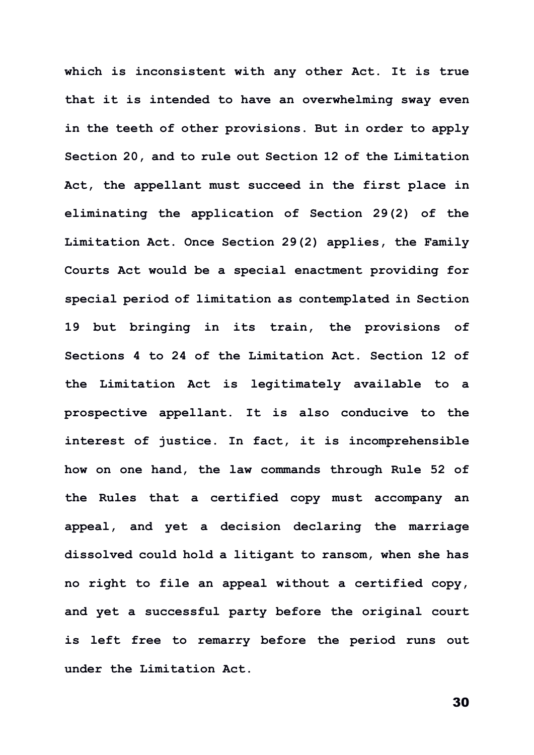which is inconsistent with any other Act. It is true that it is intended to have an overwhelming sway even in the teeth of other provisions. But in order to apply Section 20, and to rule out Section 12 of the Limitation Act, the appellant must succeed in the first place in eliminating the application of Section 29(2) of the Limitation Act. Once Section 29(2) applies, the Family Courts Act would be a special enactment providing for special period of limitation as contemplated in Section 19 but bringing in its train, the provisions of Sections 4 to 24 of the Limitation Act. Section 12 of the Limitation Act is legitimately available to a prospective appellant. It is also conducive to the interest of justice. In fact, it is incomprehensible how on one hand, the law commands through Rule 52 of the Rules that a certified copy must accompany an appeal, and yet a decision declaring the marriage dissolved could hold a litigant to ransom, when she has no right to file an appeal without a certified copy, and yet a successful party before the original court is left free to remarry before the period runs out under the Limitation Act.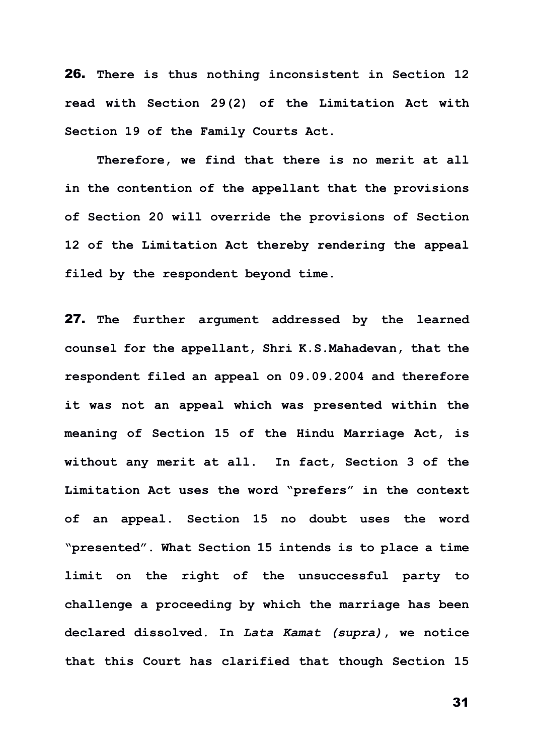**26.** **There is thus nothing inconsistent in Section 12 read with Section 29(2) of the Limitation Act with Section 19 of the Family Courts Act.**

**Therefore, we find that there is no merit at all in the contention of the appellant that the provisions of Section 20 will override the provisions of Section 12 of the Limitation Act thereby rendering the appeal filed by the respondent beyond time.**

**27.** **The further argument addressed by the learned counsel for the appellant, Shri K.S.Mahadevan, that the respondent filed an appeal on 09.09.2004 and therefore it was not an appeal which was presented within the meaning of Section 15 of the Hindu Marriage Act, is without any merit at all. In fact, Section 3 of the Limitation Act uses the word "prefers" in the context of an appeal. Section 15 no doubt uses the word "presented". What Section 15 intends is to place a time limit on the right of the unsuccessful party to challenge a proceeding by which the marriage has been declared dissolved. In *Lata Kamat (supra)*, we notice that this Court has clarified that though Section 15**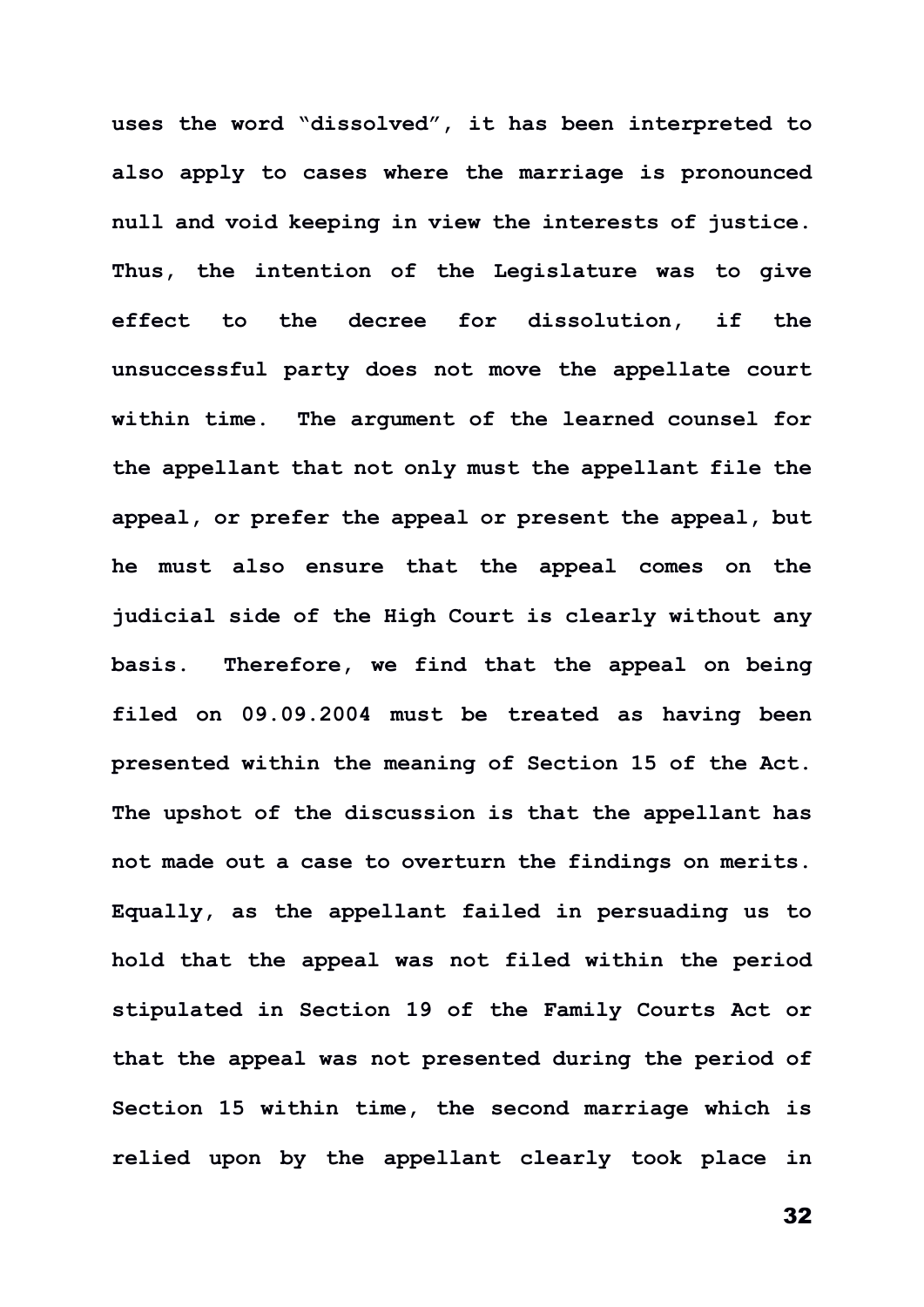uses the word "dissolved", it has been interpreted to also apply to cases where the marriage is pronounced null and void keeping in view the interests of justice. Thus, the intention of the Legislature was to give effect to the decree for dissolution, if the unsuccessful party does not move the appellate court within time. The argument of the learned counsel for the appellant that not only must the appellant file the appeal, or prefer the appeal or present the appeal, but he must also ensure that the appeal comes on the judicial side of the High Court is clearly without any basis. Therefore, we find that the appeal on being filed on 09.09.2004 must be treated as having been presented within the meaning of Section 15 of the Act. The upshot of the discussion is that the appellant has not made out a case to overturn the findings on merits. Equally, as the appellant failed in persuading us to hold that the appeal was not filed within the period stipulated in Section 19 of the Family Courts Act or that the appeal was not presented during the period of Section 15 within time, the second marriage which is relied upon by the appellant clearly took place in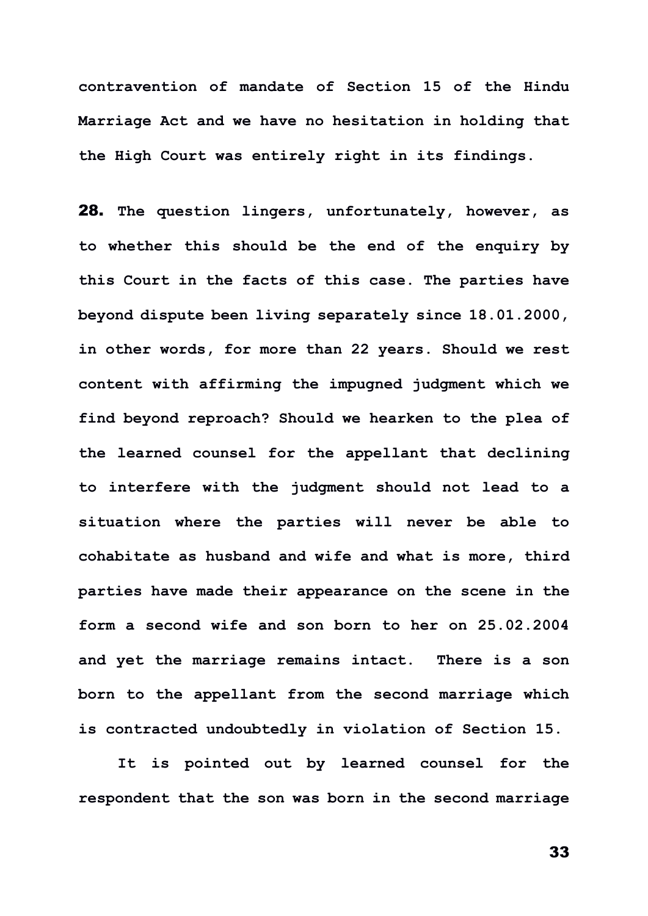contravention of mandate of Section 15 of the Hindu Marriage Act and we have no hesitation in holding that the High Court was entirely right in its findings.

**28.** The question lingers, unfortunately, however, as to whether this should be the end of the enquiry by this Court in the facts of this case. The parties have beyond dispute been living separately since 18.01.2000, in other words, for more than 22 years. Should we rest content with affirming the impugned judgment which we find beyond reproach? Should we hearken to the plea of the learned counsel for the appellant that declining to interfere with the judgment should not lead to a situation where the parties will never be able to cohabitate as husband and wife and what is more, third parties have made their appearance on the scene in the form a second wife and son born to her on 25.02.2004 and yet the marriage remains intact. There is a son born to the appellant from the second marriage which is contracted undoubtedly in violation of Section 15.

It is pointed out by learned counsel for the respondent that the son was born in the second marriage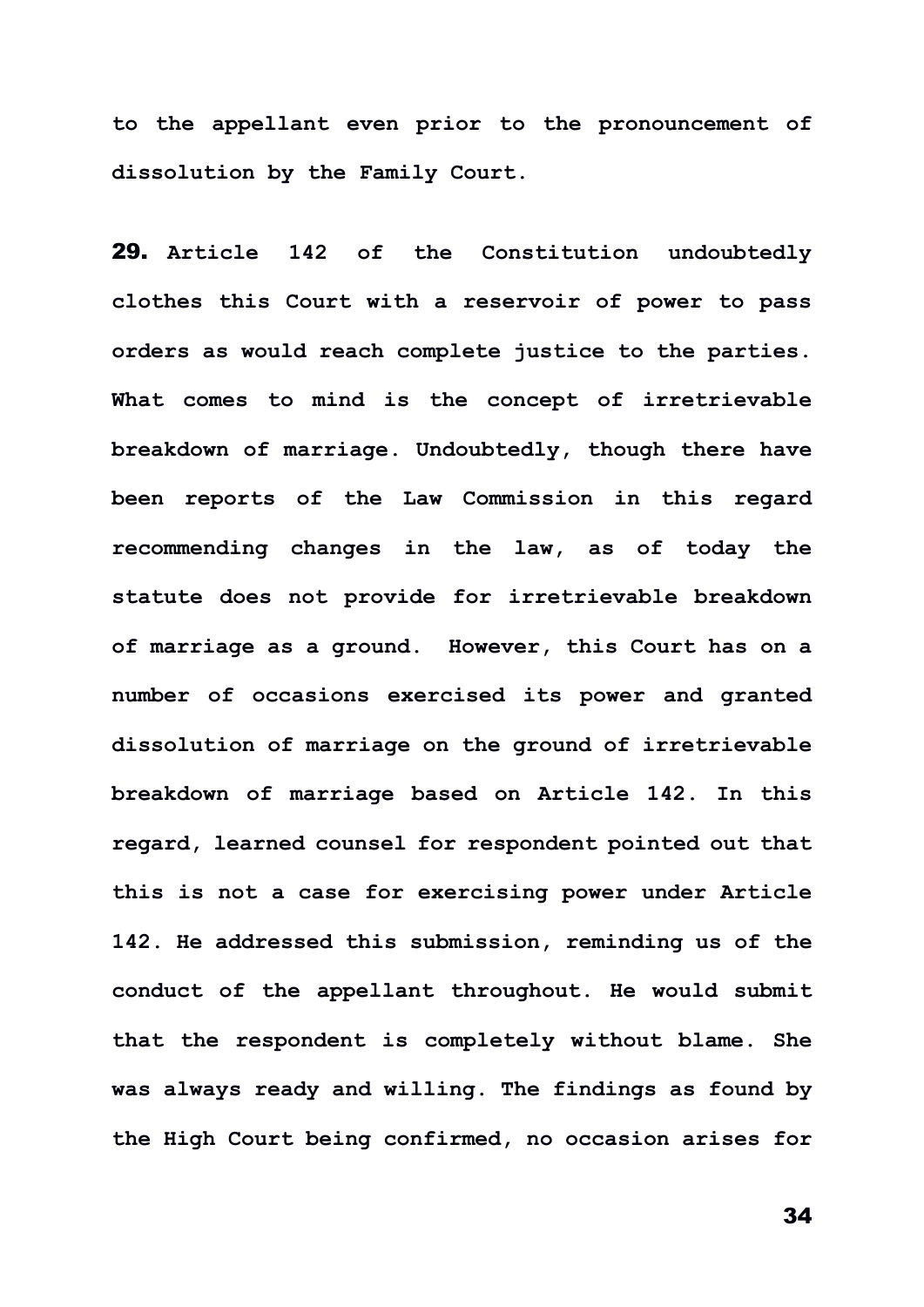**to the appellant even prior to the pronouncement of dissolution by the Family Court.**

**29. Article 142 of the Constitution undoubtedly clothes this Court with a reservoir of power to pass orders as would reach complete justice to the parties. What comes to mind is the concept of irretrievable breakdown of marriage. Undoubtedly, though there have been reports of the Law Commission in this regard recommending changes in the law, as of today the statute does not provide for irretrievable breakdown of marriage as a ground. However, this Court has on a number of occasions exercised its power and granted dissolution of marriage on the ground of irretrievable breakdown of marriage based on Article 142. In this regard, learned counsel for respondent pointed out that this is not a case for exercising power under Article 142. He addressed this submission, reminding us of the conduct of the appellant throughout. He would submit that the respondent is completely without blame. She was always ready and willing. The findings as found by the High Court being confirmed, no occasion arises for**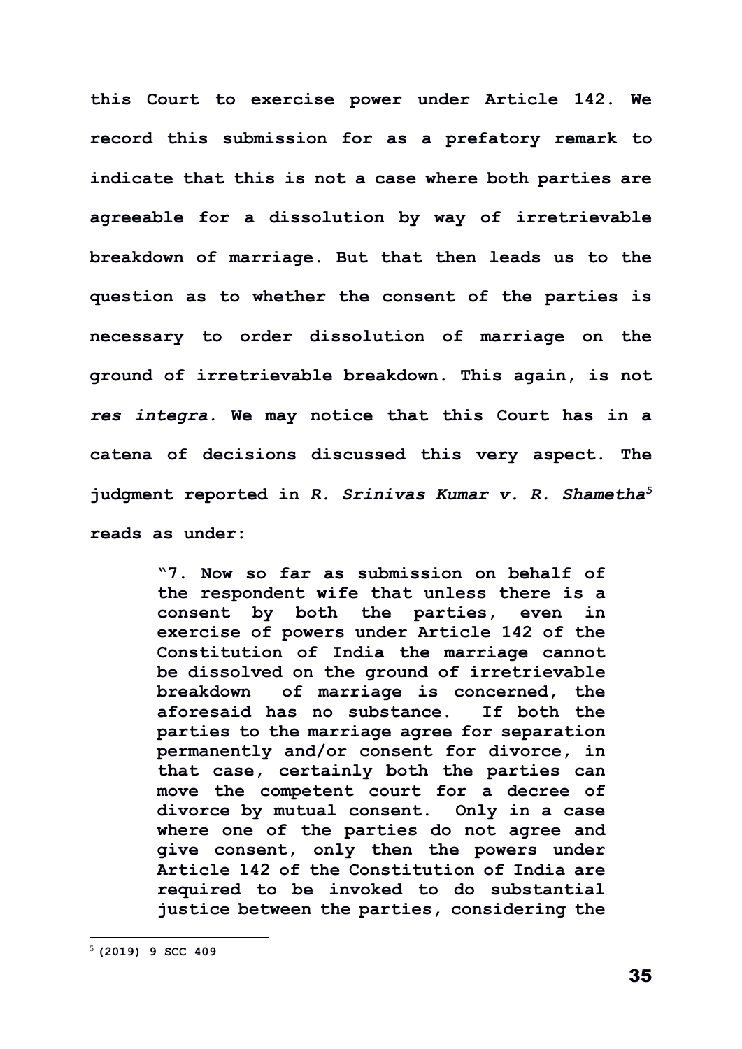**this Court to exercise power under Article 142. We record this submission for as a prefatory remark to indicate that this is not a case where both parties are agreeable for a dissolution by way of irretrievable breakdown of marriage. But that then leads us to the question as to whether the consent of the parties is necessary to order dissolution of marriage on the ground of irretrievable breakdown. This again, is not *res integra.* We may notice that this Court has in a catena of decisions discussed this very aspect. The judgment reported in *R. Srinivas Kumar v. R. Shametha*[5] reads as under:**

> **"7. Now so far as submission on behalf of the respondent wife that unless there is a consent by both the parties, even in exercise of powers under Article 142 of the Constitution of India the marriage cannot be dissolved on the ground of irretrievable breakdown of marriage is concerned, the aforesaid has no substance. If both the parties to the marriage agree for separation permanently and/or consent for divorce, in that case, certainly both the parties can move the competent court for a decree of divorce by mutual consent. Only in a case where one of the parties do not agree and give consent, only then the powers under Article 142 of the Constitution of India are required to be invoked to do substantial justice between the parties, considering the**

---

[5] **(2019) 9 SCC 409**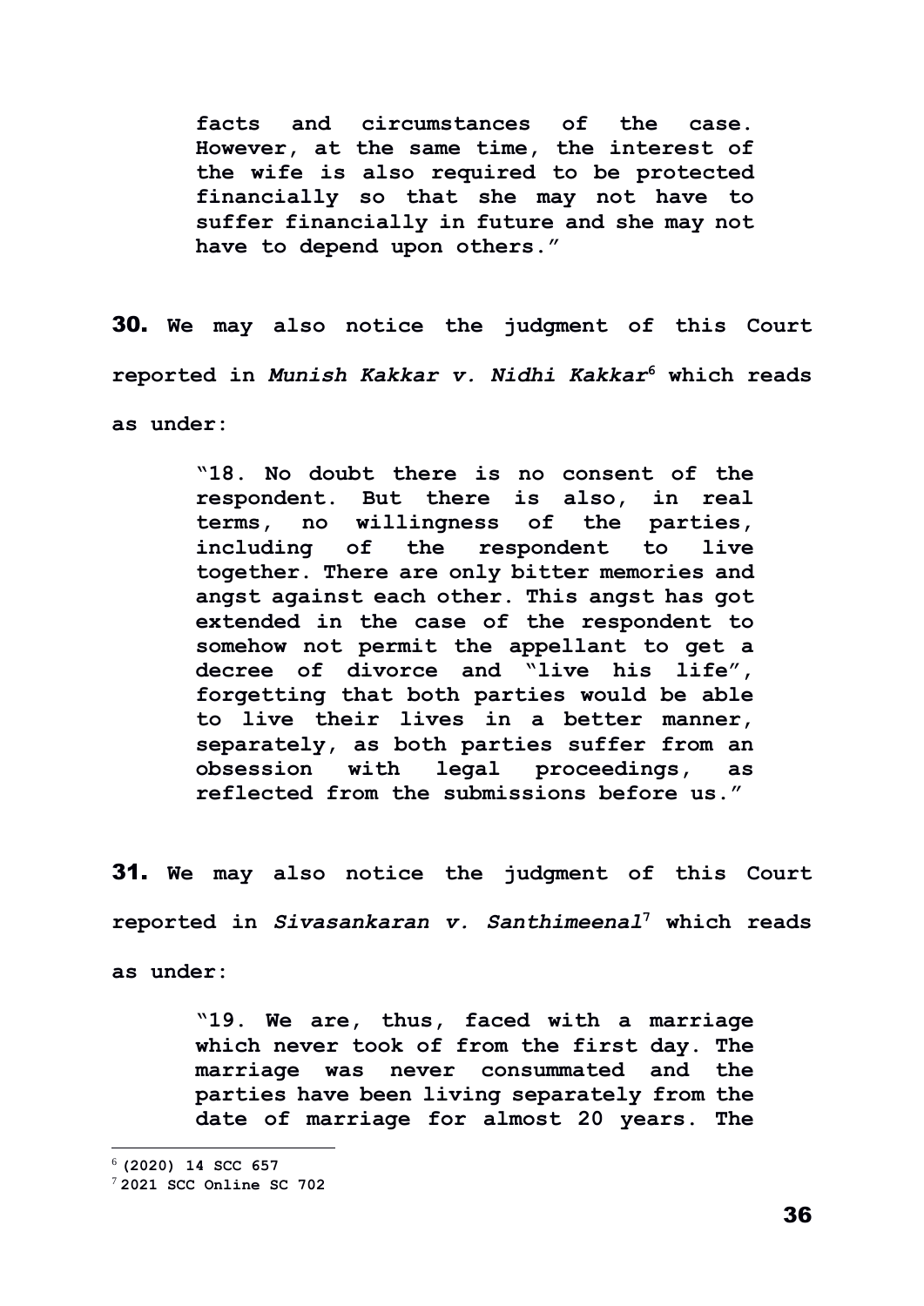> **facts and circumstances of the case. However, at the same time, the interest of the wife is also required to be protected financially so that she may not have to suffer financially in future and she may not have to depend upon others."**

**30.** **We may also notice the judgment of this Court reported in *Munish Kakkar v. Nidhi Kakkar*[6] which reads as under:**

> **"18. No doubt there is no consent of the respondent. But there is also, in real terms, no willingness of the parties, including of the respondent to live together. There are only bitter memories and angst against each other. This angst has got extended in the case of the respondent to somehow not permit the appellant to get a decree of divorce and "live his life", forgetting that both parties would be able to live their lives in a better manner, separately, as both parties suffer from an obsession with legal proceedings, as reflected from the submissions before us."**

**31.** **We may also notice the judgment of this Court reported in *Sivasankaran v. Santhimeenal*[7] which reads as under:**

> **"19. We are, thus, faced with a marriage which never took of from the first day. The marriage was never consummated and the parties have been living separately from the date of marriage for almost 20 years. The**

---

[6] **(2020) 14 SCC 657**

[7] **2021 SCC Online SC 702**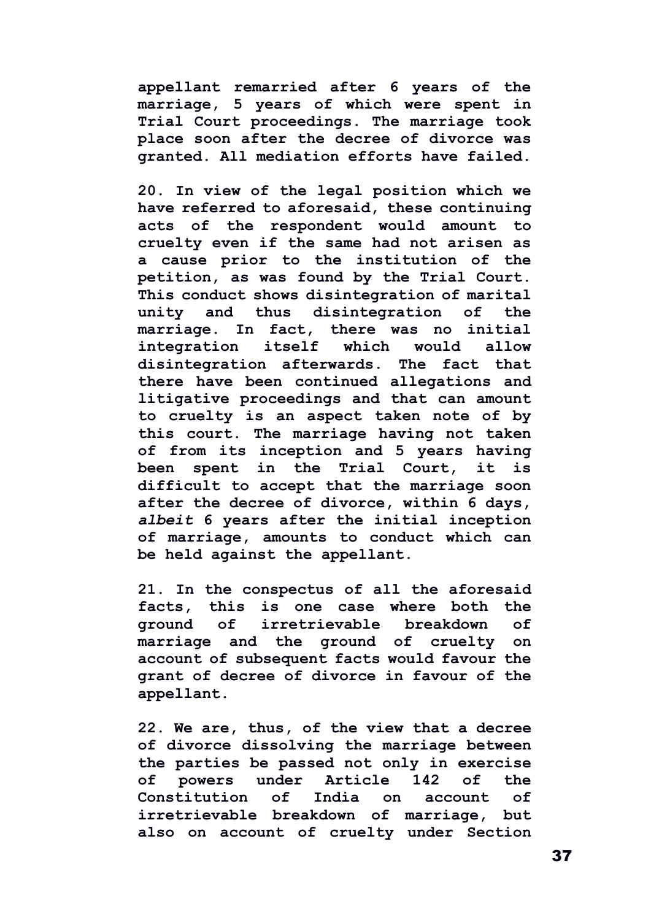appellant remarried after 6 years of the marriage, 5 years of which were spent in Trial Court proceedings. The marriage took place soon after the decree of divorce was granted. All mediation efforts have failed.

20. In view of the legal position which we have referred to aforesaid, these continuing acts of the respondent would amount to cruelty even if the same had not arisen as a cause prior to the institution of the petition, as was found by the Trial Court. This conduct shows disintegration of marital unity and thus disintegration of the marriage. In fact, there was no initial integration itself which would allow disintegration afterwards. The fact that there have been continued allegations and litigative proceedings and that can amount to cruelty is an aspect taken note of by this court. The marriage having not taken of from its inception and 5 years having been spent in the Trial Court, it is difficult to accept that the marriage soon after the decree of divorce, within 6 days, *albeit* 6 years after the initial inception of marriage, amounts to conduct which can be held against the appellant.

21. In the conspectus of all the aforesaid facts, this is one case where both the ground of irretrievable breakdown of marriage and the ground of cruelty on account of subsequent facts would favour the grant of decree of divorce in favour of the appellant.

22. We are, thus, of the view that a decree of divorce dissolving the marriage between the parties be passed not only in exercise of powers under Article 142 of the Constitution of India on account of irretrievable breakdown of marriage, but also on account of cruelty under Section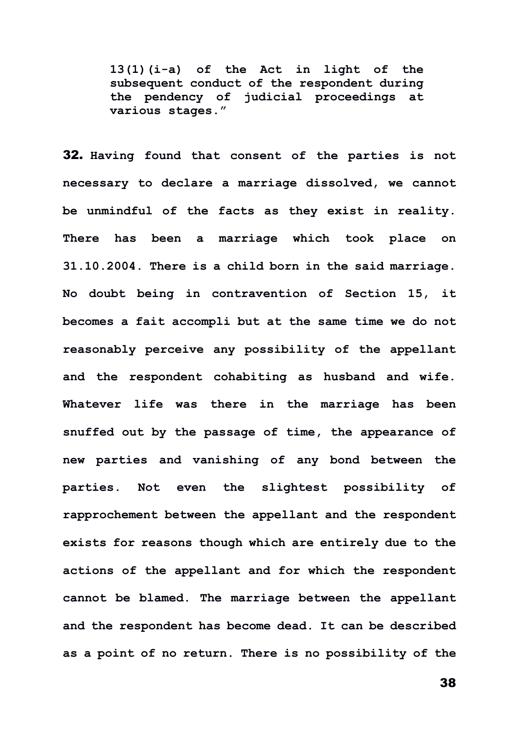**13(1)(i-a) of the Act in light of the subsequent conduct of the respondent during the pendency of judicial proceedings at various stages."**

**32. Having found that consent of the parties is not necessary to declare a marriage dissolved, we cannot be unmindful of the facts as they exist in reality. There has been a marriage which took place on 31.10.2004. There is a child born in the said marriage. No doubt being in contravention of Section 15, it becomes a fait accompli but at the same time we do not reasonably perceive any possibility of the appellant and the respondent cohabiting as husband and wife. Whatever life was there in the marriage has been snuffed out by the passage of time, the appearance of new parties and vanishing of any bond between the parties. Not even the slightest possibility of rapprochement between the appellant and the respondent exists for reasons though which are entirely due to the actions of the appellant and for which the respondent cannot be blamed. The marriage between the appellant and the respondent has become dead. It can be described as a point of no return. There is no possibility of the**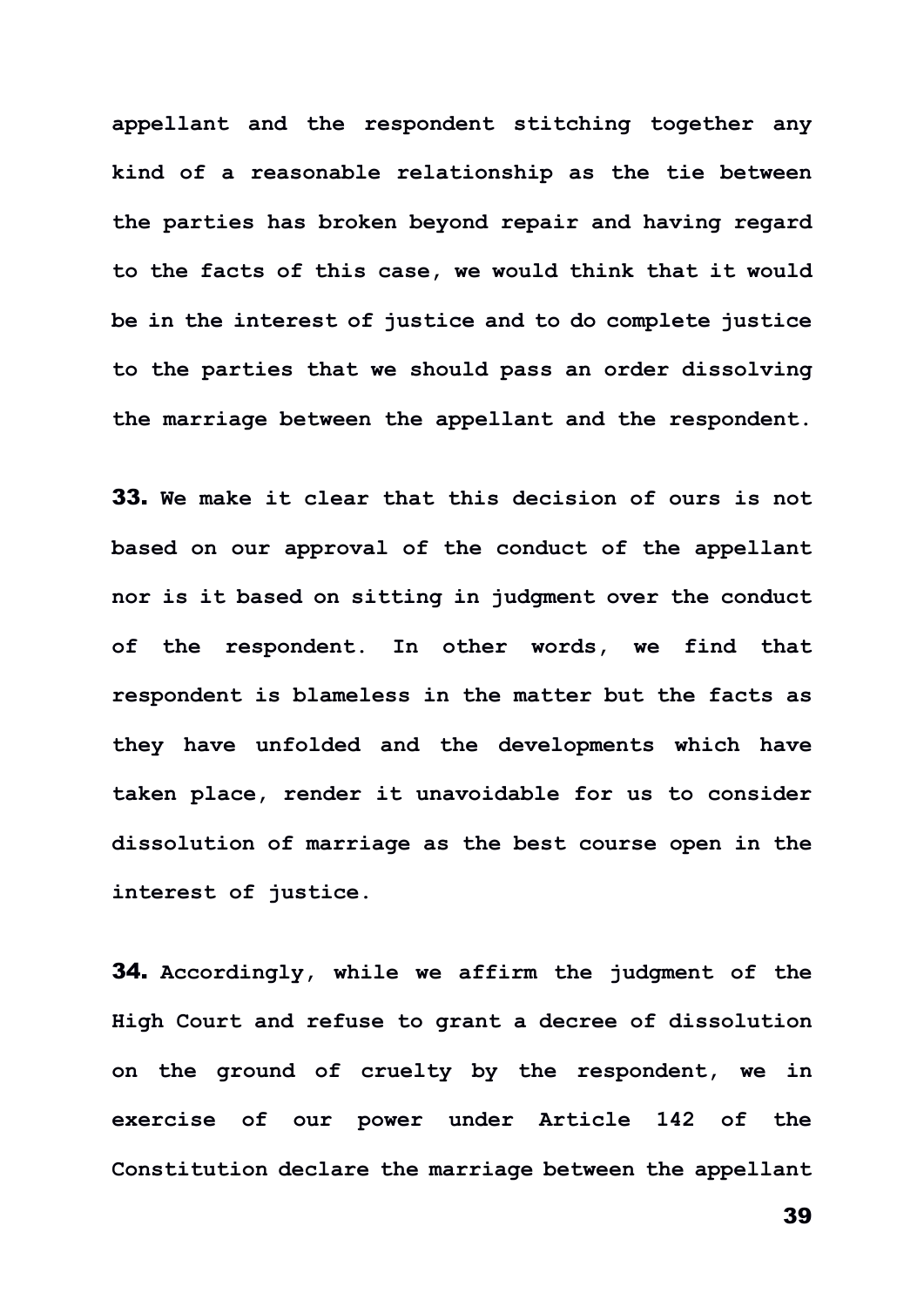appellant and the respondent stitching together any kind of a reasonable relationship as the tie between the parties has broken beyond repair and having regard to the facts of this case, we would think that it would be in the interest of justice and to do complete justice to the parties that we should pass an order dissolving the marriage between the appellant and the respondent.

**33.** We make it clear that this decision of ours is not based on our approval of the conduct of the appellant nor is it based on sitting in judgment over the conduct of the respondent. In other words, we find that respondent is blameless in the matter but the facts as they have unfolded and the developments which have taken place, render it unavoidable for us to consider dissolution of marriage as the best course open in the interest of justice.

**34.** Accordingly, while we affirm the judgment of the High Court and refuse to grant a decree of dissolution on the ground of cruelty by the respondent, we in exercise of our power under Article 142 of the Constitution declare the marriage between the appellant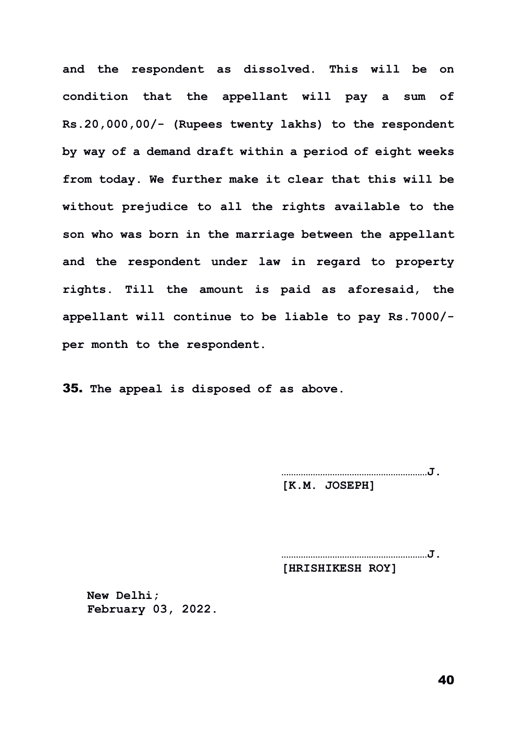**and the respondent as dissolved. This will be on condition that the appellant will pay a sum of Rs.20,000,00/- (Rupees twenty lakhs) to the respondent by way of a demand draft within a period of eight weeks from today. We further make it clear that this will be without prejudice to all the rights available to the son who was born in the marriage between the appellant and the respondent under law in regard to property rights. Till the amount is paid as aforesaid, the appellant will continue to be liable to pay Rs.7000/- per month to the respondent.**

**35.** **The appeal is disposed of as above.**

…………………………………………………**J.**
**[K.M. JOSEPH]**

…………………………………………………**J.**
**[HRISHIKESH ROY]**

**New Delhi;**
**February 03, 2022.**